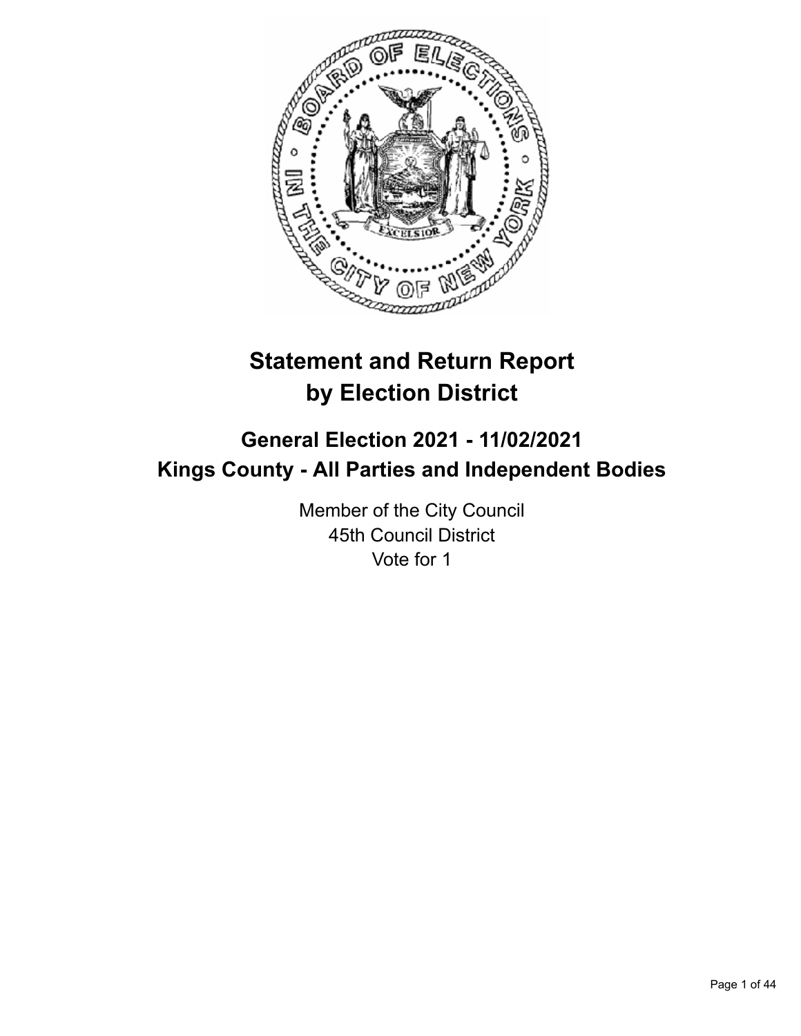# Statement and Return Report by Election District

## General Election 2021 - 11/02/2021
## Kings County - All Parties and Independent Bodies

Member of the City Council
45th Council District
Vote for 1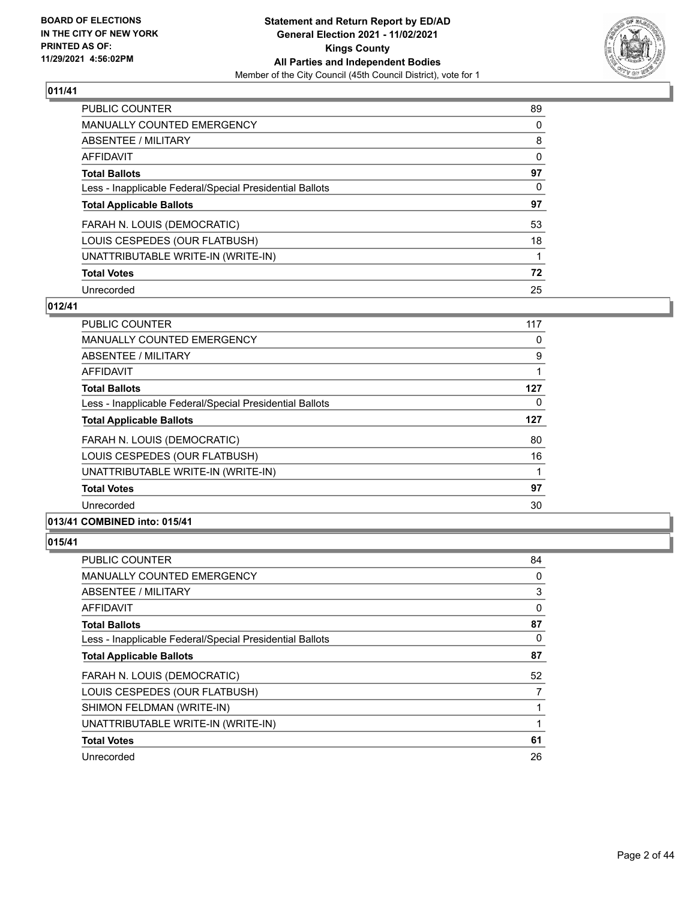## 011/41

| | |
|---|---|
| PUBLIC COUNTER | 89 |
| MANUALLY COUNTED EMERGENCY | 0 |
| ABSENTEE / MILITARY | 8 |
| AFFIDAVIT | 0 |
| **Total Ballots** | **97** |
| Less - Inapplicable Federal/Special Presidential Ballots | 0 |
| **Total Applicable Ballots** | **97** |
| FARAH N. LOUIS (DEMOCRATIC) | 53 |
| LOUIS CESPEDES (OUR FLATBUSH) | 18 |
| UNATTRIBUTABLE WRITE-IN (WRITE-IN) | 1 |
| **Total Votes** | **72** |
| Unrecorded | 25 |

## 012/41

| | |
|---|---|
| PUBLIC COUNTER | 117 |
| MANUALLY COUNTED EMERGENCY | 0 |
| ABSENTEE / MILITARY | 9 |
| AFFIDAVIT | 1 |
| **Total Ballots** | **127** |
| Less - Inapplicable Federal/Special Presidential Ballots | 0 |
| **Total Applicable Ballots** | **127** |
| FARAH N. LOUIS (DEMOCRATIC) | 80 |
| LOUIS CESPEDES (OUR FLATBUSH) | 16 |
| UNATTRIBUTABLE WRITE-IN (WRITE-IN) | 1 |
| **Total Votes** | **97** |
| Unrecorded | 30 |

## 013/41 COMBINED into: 015/41

## 015/41

| | |
|---|---|
| PUBLIC COUNTER | 84 |
| MANUALLY COUNTED EMERGENCY | 0 |
| ABSENTEE / MILITARY | 3 |
| AFFIDAVIT | 0 |
| **Total Ballots** | **87** |
| Less - Inapplicable Federal/Special Presidential Ballots | 0 |
| **Total Applicable Ballots** | **87** |
| FARAH N. LOUIS (DEMOCRATIC) | 52 |
| LOUIS CESPEDES (OUR FLATBUSH) | 7 |
| SHIMON FELDMAN (WRITE-IN) | 1 |
| UNATTRIBUTABLE WRITE-IN (WRITE-IN) | 1 |
| **Total Votes** | **61** |
| Unrecorded | 26 |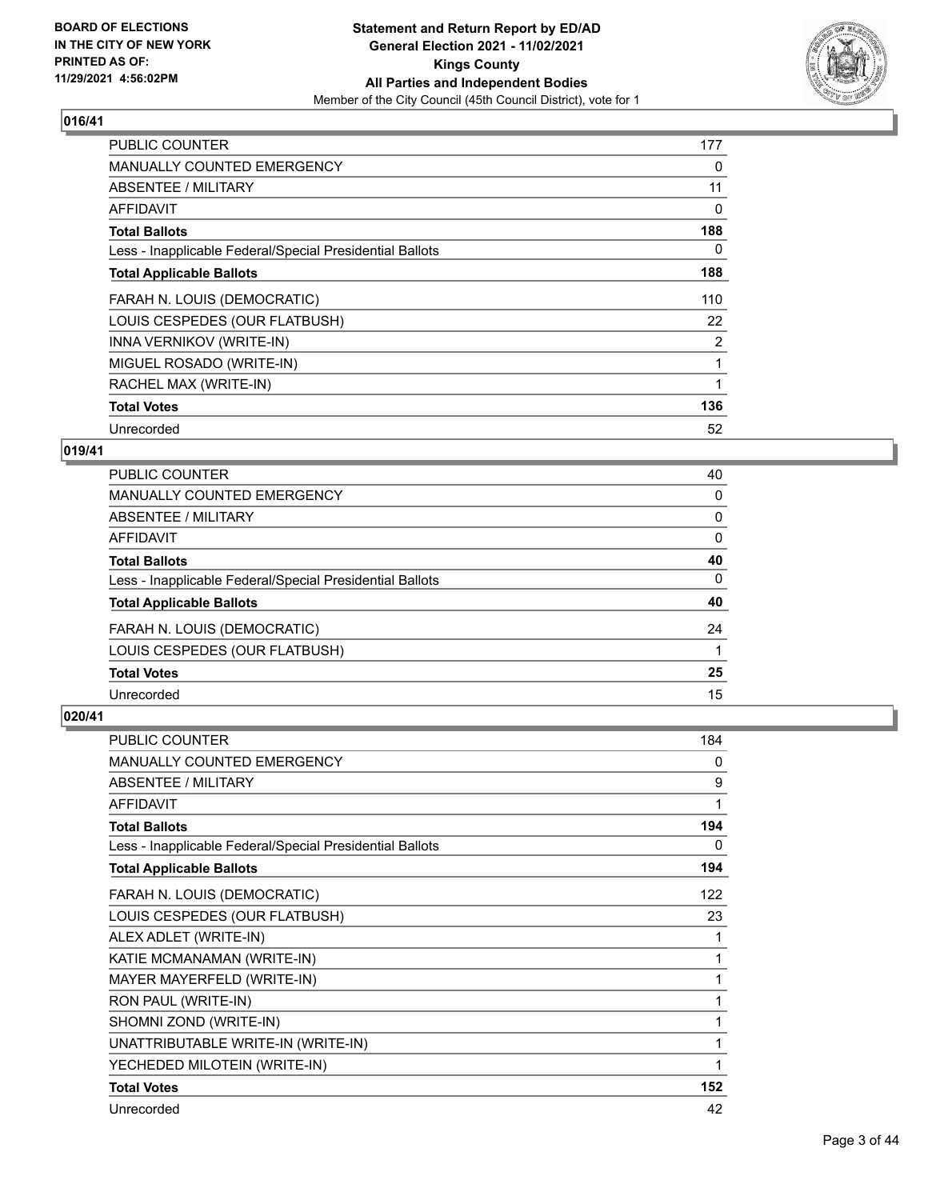## 016/41

| | |
|---|---|
| PUBLIC COUNTER | 177 |
| MANUALLY COUNTED EMERGENCY | 0 |
| ABSENTEE / MILITARY | 11 |
| AFFIDAVIT | 0 |
| **Total Ballots** | **188** |
| Less - Inapplicable Federal/Special Presidential Ballots | 0 |
| **Total Applicable Ballots** | **188** |
| FARAH N. LOUIS (DEMOCRATIC) | 110 |
| LOUIS CESPEDES (OUR FLATBUSH) | 22 |
| INNA VERNIKOV (WRITE-IN) | 2 |
| MIGUEL ROSADO (WRITE-IN) | 1 |
| RACHEL MAX (WRITE-IN) | 1 |
| **Total Votes** | **136** |
| Unrecorded | 52 |

## 019/41

| | |
|---|---|
| PUBLIC COUNTER | 40 |
| MANUALLY COUNTED EMERGENCY | 0 |
| ABSENTEE / MILITARY | 0 |
| AFFIDAVIT | 0 |
| **Total Ballots** | **40** |
| Less - Inapplicable Federal/Special Presidential Ballots | 0 |
| **Total Applicable Ballots** | **40** |
| FARAH N. LOUIS (DEMOCRATIC) | 24 |
| LOUIS CESPEDES (OUR FLATBUSH) | 1 |
| **Total Votes** | **25** |
| Unrecorded | 15 |

## 020/41

| | |
|---|---|
| PUBLIC COUNTER | 184 |
| MANUALLY COUNTED EMERGENCY | 0 |
| ABSENTEE / MILITARY | 9 |
| AFFIDAVIT | 1 |
| **Total Ballots** | **194** |
| Less - Inapplicable Federal/Special Presidential Ballots | 0 |
| **Total Applicable Ballots** | **194** |
| FARAH N. LOUIS (DEMOCRATIC) | 122 |
| LOUIS CESPEDES (OUR FLATBUSH) | 23 |
| ALEX ADLET (WRITE-IN) | 1 |
| KATIE MCMANAMAN (WRITE-IN) | 1 |
| MAYER MAYERFELD (WRITE-IN) | 1 |
| RON PAUL (WRITE-IN) | 1 |
| SHOMNI ZOND (WRITE-IN) | 1 |
| UNATTRIBUTABLE WRITE-IN (WRITE-IN) | 1 |
| YECHEDED MILOTEIN (WRITE-IN) | 1 |
| **Total Votes** | **152** |
| Unrecorded | 42 |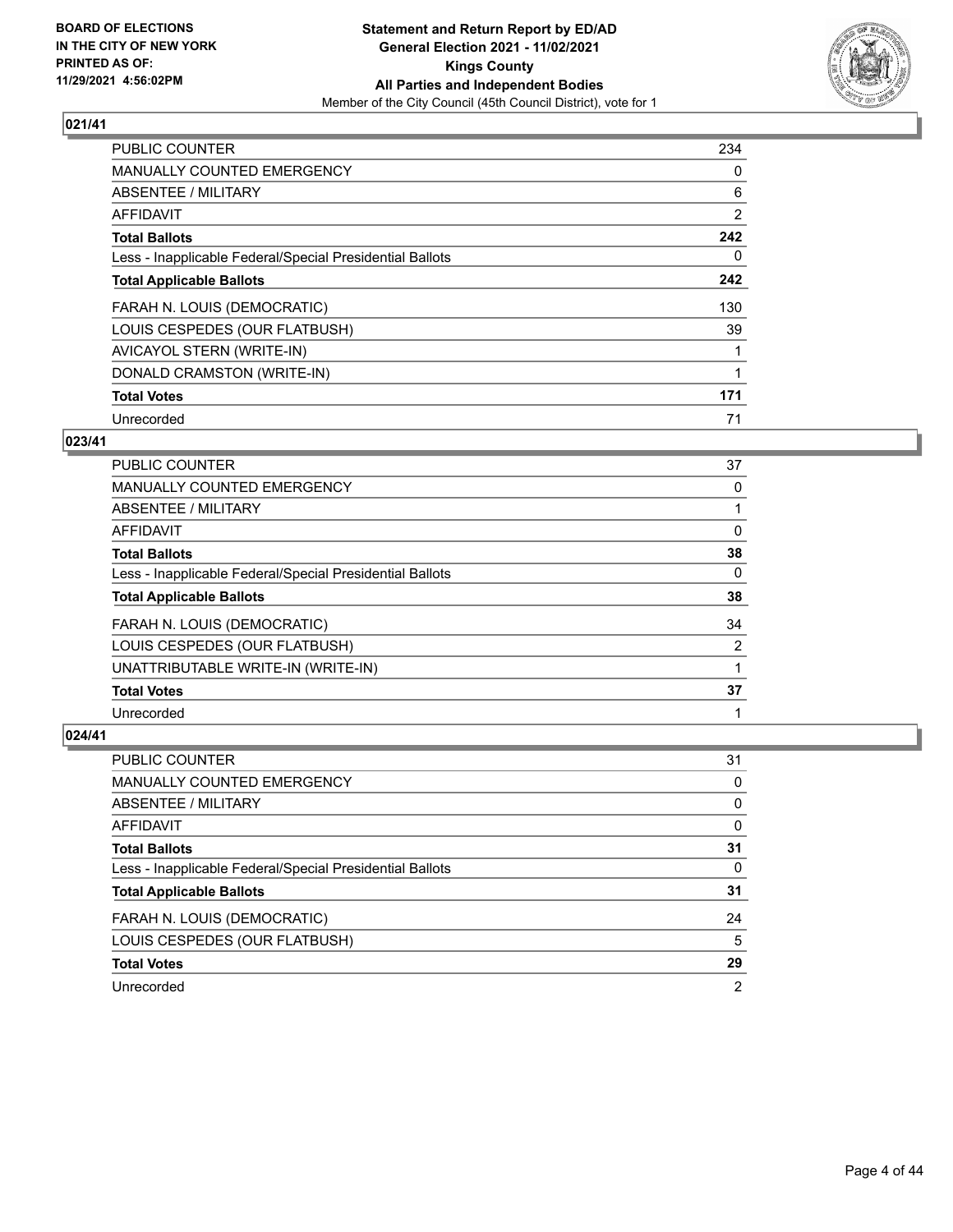**BOARD OF ELECTIONS IN THE CITY OF NEW YORK PRINTED AS OF: 11/29/2021 4:56:02PM**

**Statement and Return Report by ED/AD General Election 2021 - 11/02/2021 Kings County All Parties and Independent Bodies**

Member of the City Council (45th Council District), vote for 1

## 021/41

| | |
|---|---|
| PUBLIC COUNTER | 234 |
| MANUALLY COUNTED EMERGENCY | 0 |
| ABSENTEE / MILITARY | 6 |
| AFFIDAVIT | 2 |
| **Total Ballots** | **242** |
| Less - Inapplicable Federal/Special Presidential Ballots | 0 |
| **Total Applicable Ballots** | **242** |
| FARAH N. LOUIS (DEMOCRATIC) | 130 |
| LOUIS CESPEDES (OUR FLATBUSH) | 39 |
| AVICAYOL STERN (WRITE-IN) | 1 |
| DONALD CRAMSTON (WRITE-IN) | 1 |
| **Total Votes** | **171** |
| Unrecorded | 71 |

## 023/41

| | |
|---|---|
| PUBLIC COUNTER | 37 |
| MANUALLY COUNTED EMERGENCY | 0 |
| ABSENTEE / MILITARY | 1 |
| AFFIDAVIT | 0 |
| **Total Ballots** | **38** |
| Less - Inapplicable Federal/Special Presidential Ballots | 0 |
| **Total Applicable Ballots** | **38** |
| FARAH N. LOUIS (DEMOCRATIC) | 34 |
| LOUIS CESPEDES (OUR FLATBUSH) | 2 |
| UNATTRIBUTABLE WRITE-IN (WRITE-IN) | 1 |
| **Total Votes** | **37** |
| Unrecorded | 1 |

## 024/41

| | |
|---|---|
| PUBLIC COUNTER | 31 |
| MANUALLY COUNTED EMERGENCY | 0 |
| ABSENTEE / MILITARY | 0 |
| AFFIDAVIT | 0 |
| **Total Ballots** | **31** |
| Less - Inapplicable Federal/Special Presidential Ballots | 0 |
| **Total Applicable Ballots** | **31** |
| FARAH N. LOUIS (DEMOCRATIC) | 24 |
| LOUIS CESPEDES (OUR FLATBUSH) | 5 |
| **Total Votes** | **29** |
| Unrecorded | 2 |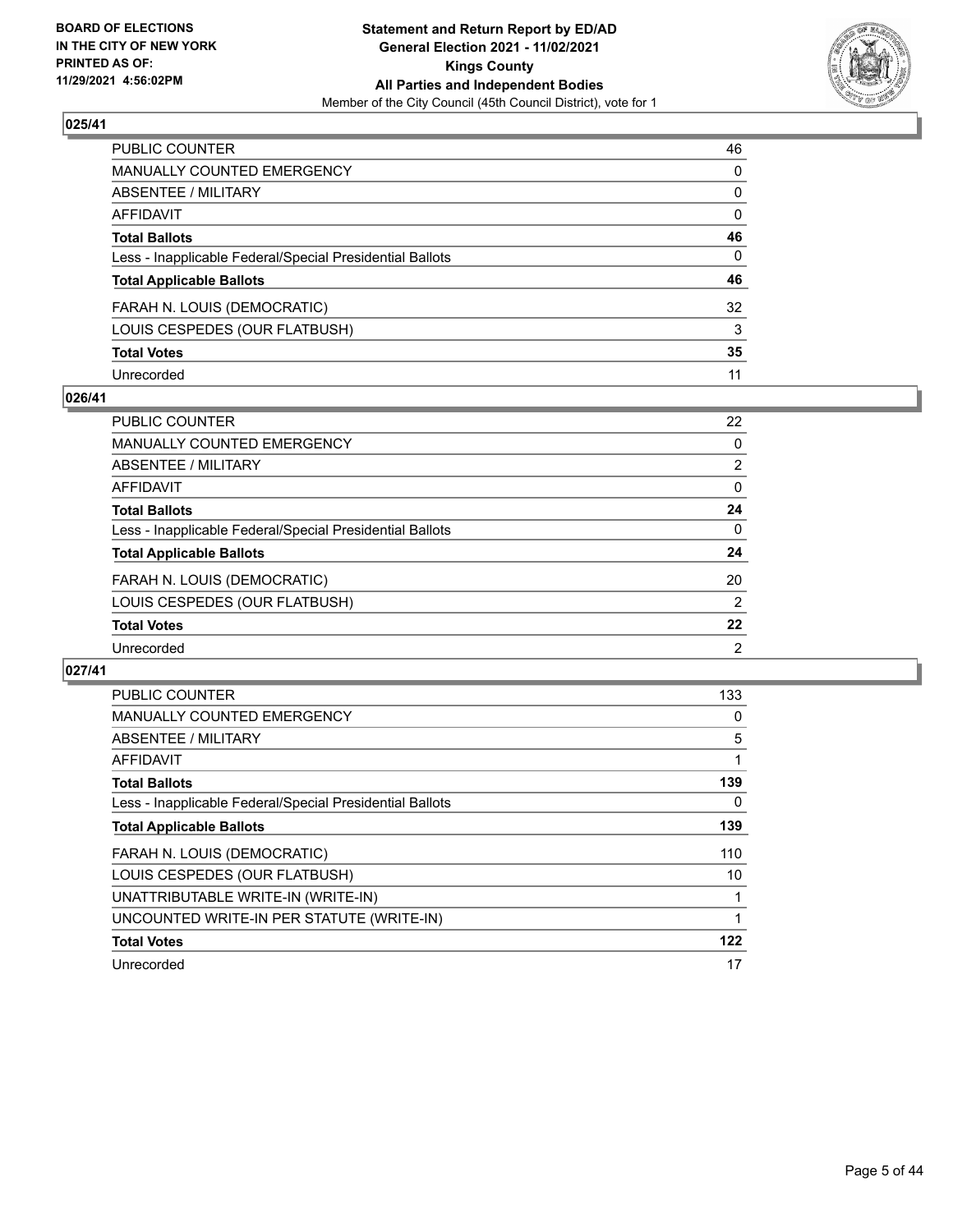## 025/41

| | |
|---|---|
| PUBLIC COUNTER | 46 |
| MANUALLY COUNTED EMERGENCY | 0 |
| ABSENTEE / MILITARY | 0 |
| AFFIDAVIT | 0 |
| **Total Ballots** | **46** |
| Less - Inapplicable Federal/Special Presidential Ballots | 0 |
| **Total Applicable Ballots** | **46** |
| FARAH N. LOUIS (DEMOCRATIC) | 32 |
| LOUIS CESPEDES (OUR FLATBUSH) | 3 |
| **Total Votes** | **35** |
| Unrecorded | 11 |

## 026/41

| | |
|---|---|
| PUBLIC COUNTER | 22 |
| MANUALLY COUNTED EMERGENCY | 0 |
| ABSENTEE / MILITARY | 2 |
| AFFIDAVIT | 0 |
| **Total Ballots** | **24** |
| Less - Inapplicable Federal/Special Presidential Ballots | 0 |
| **Total Applicable Ballots** | **24** |
| FARAH N. LOUIS (DEMOCRATIC) | 20 |
| LOUIS CESPEDES (OUR FLATBUSH) | 2 |
| **Total Votes** | **22** |
| Unrecorded | 2 |

## 027/41

| | |
|---|---|
| PUBLIC COUNTER | 133 |
| MANUALLY COUNTED EMERGENCY | 0 |
| ABSENTEE / MILITARY | 5 |
| AFFIDAVIT | 1 |
| **Total Ballots** | **139** |
| Less - Inapplicable Federal/Special Presidential Ballots | 0 |
| **Total Applicable Ballots** | **139** |
| FARAH N. LOUIS (DEMOCRATIC) | 110 |
| LOUIS CESPEDES (OUR FLATBUSH) | 10 |
| UNATTRIBUTABLE WRITE-IN (WRITE-IN) | 1 |
| UNCOUNTED WRITE-IN PER STATUTE (WRITE-IN) | 1 |
| **Total Votes** | **122** |
| Unrecorded | 17 |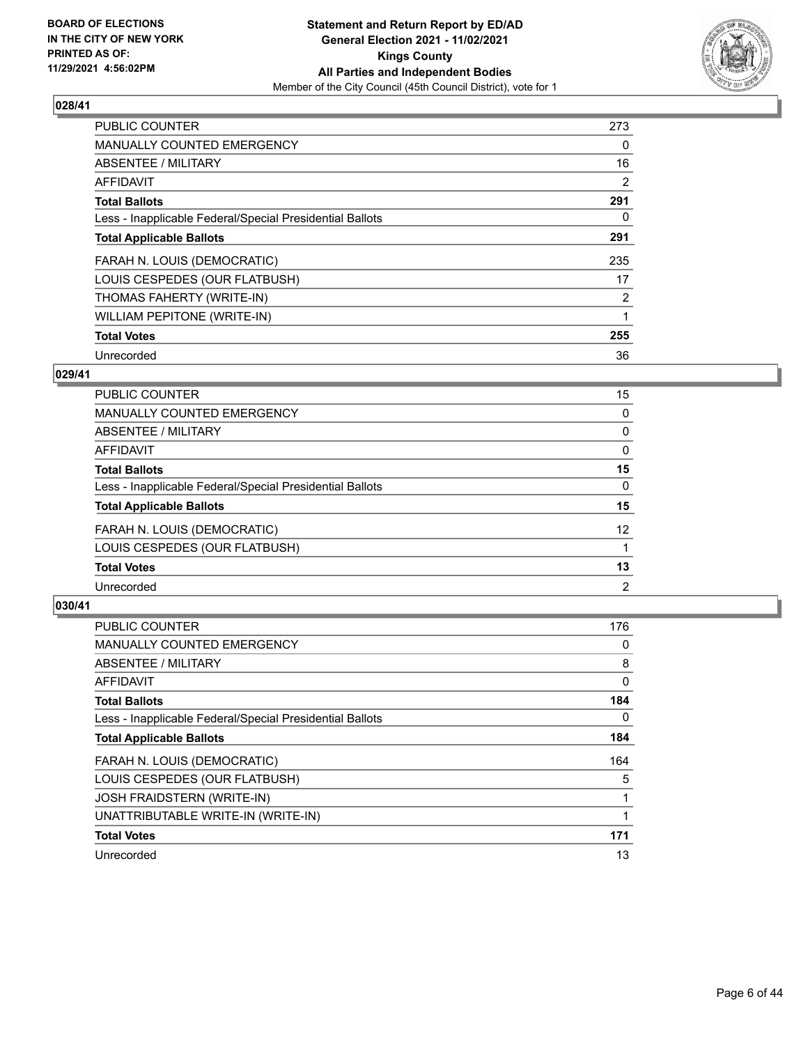## 028/41

| | |
|---|---|
| PUBLIC COUNTER | 273 |
| MANUALLY COUNTED EMERGENCY | 0 |
| ABSENTEE / MILITARY | 16 |
| AFFIDAVIT | 2 |
| **Total Ballots** | **291** |
| Less - Inapplicable Federal/Special Presidential Ballots | 0 |
| **Total Applicable Ballots** | **291** |
| FARAH N. LOUIS (DEMOCRATIC) | 235 |
| LOUIS CESPEDES (OUR FLATBUSH) | 17 |
| THOMAS FAHERTY (WRITE-IN) | 2 |
| WILLIAM PEPITONE (WRITE-IN) | 1 |
| **Total Votes** | **255** |
| Unrecorded | 36 |

## 029/41

| | |
|---|---|
| PUBLIC COUNTER | 15 |
| MANUALLY COUNTED EMERGENCY | 0 |
| ABSENTEE / MILITARY | 0 |
| AFFIDAVIT | 0 |
| **Total Ballots** | **15** |
| Less - Inapplicable Federal/Special Presidential Ballots | 0 |
| **Total Applicable Ballots** | **15** |
| FARAH N. LOUIS (DEMOCRATIC) | 12 |
| LOUIS CESPEDES (OUR FLATBUSH) | 1 |
| **Total Votes** | **13** |
| Unrecorded | 2 |

## 030/41

| | |
|---|---|
| PUBLIC COUNTER | 176 |
| MANUALLY COUNTED EMERGENCY | 0 |
| ABSENTEE / MILITARY | 8 |
| AFFIDAVIT | 0 |
| **Total Ballots** | **184** |
| Less - Inapplicable Federal/Special Presidential Ballots | 0 |
| **Total Applicable Ballots** | **184** |
| FARAH N. LOUIS (DEMOCRATIC) | 164 |
| LOUIS CESPEDES (OUR FLATBUSH) | 5 |
| JOSH FRAIDSTERN (WRITE-IN) | 1 |
| UNATTRIBUTABLE WRITE-IN (WRITE-IN) | 1 |
| **Total Votes** | **171** |
| Unrecorded | 13 |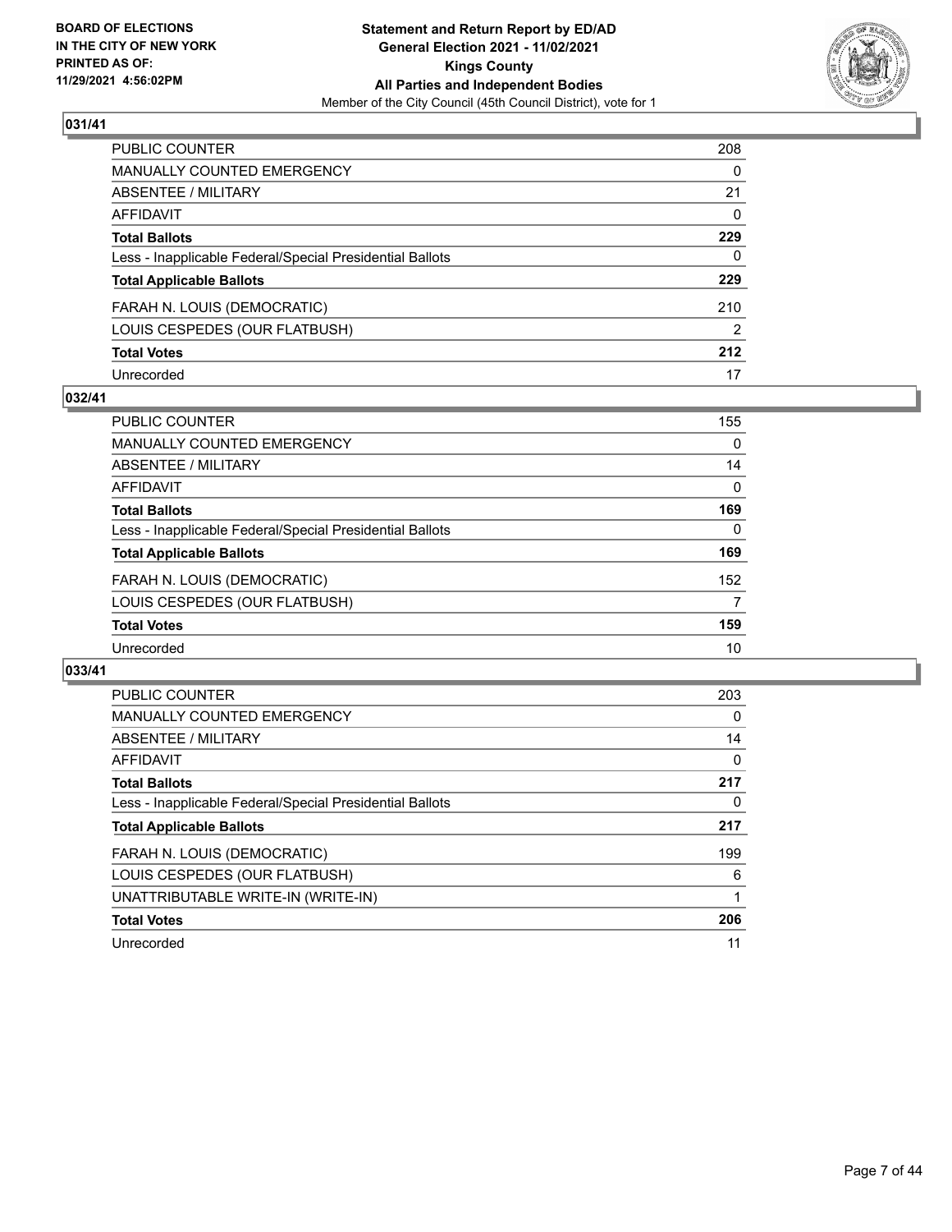## 031/41

| | |
|---|---|
| PUBLIC COUNTER | 208 |
| MANUALLY COUNTED EMERGENCY | 0 |
| ABSENTEE / MILITARY | 21 |
| AFFIDAVIT | 0 |
| **Total Ballots** | **229** |
| Less - Inapplicable Federal/Special Presidential Ballots | 0 |
| **Total Applicable Ballots** | **229** |
| FARAH N. LOUIS (DEMOCRATIC) | 210 |
| LOUIS CESPEDES (OUR FLATBUSH) | 2 |
| **Total Votes** | **212** |
| Unrecorded | 17 |

## 032/41

| | |
|---|---|
| PUBLIC COUNTER | 155 |
| MANUALLY COUNTED EMERGENCY | 0 |
| ABSENTEE / MILITARY | 14 |
| AFFIDAVIT | 0 |
| **Total Ballots** | **169** |
| Less - Inapplicable Federal/Special Presidential Ballots | 0 |
| **Total Applicable Ballots** | **169** |
| FARAH N. LOUIS (DEMOCRATIC) | 152 |
| LOUIS CESPEDES (OUR FLATBUSH) | 7 |
| **Total Votes** | **159** |
| Unrecorded | 10 |

## 033/41

| | |
|---|---|
| PUBLIC COUNTER | 203 |
| MANUALLY COUNTED EMERGENCY | 0 |
| ABSENTEE / MILITARY | 14 |
| AFFIDAVIT | 0 |
| **Total Ballots** | **217** |
| Less - Inapplicable Federal/Special Presidential Ballots | 0 |
| **Total Applicable Ballots** | **217** |
| FARAH N. LOUIS (DEMOCRATIC) | 199 |
| LOUIS CESPEDES (OUR FLATBUSH) | 6 |
| UNATTRIBUTABLE WRITE-IN (WRITE-IN) | 1 |
| **Total Votes** | **206** |
| Unrecorded | 11 |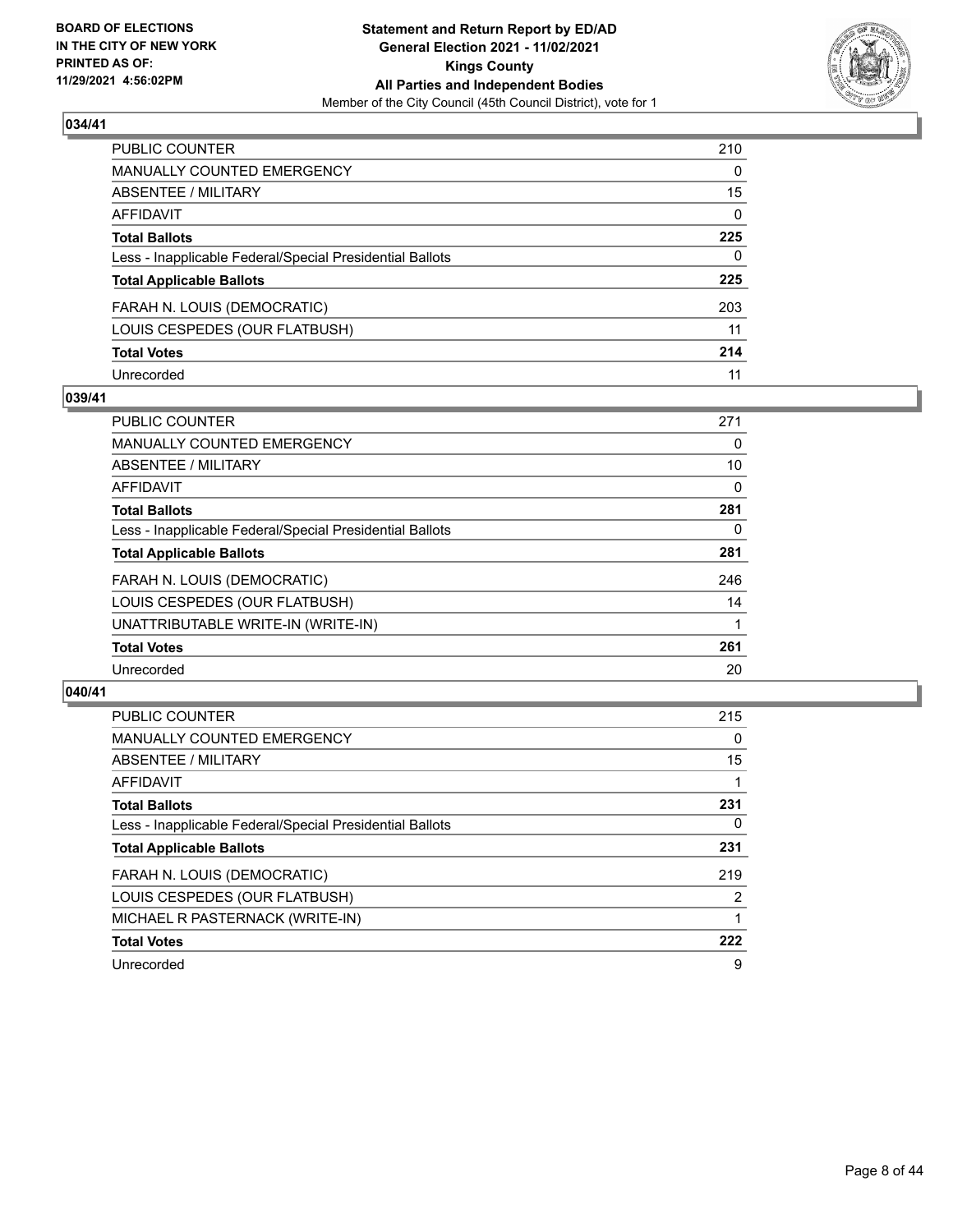**BOARD OF ELECTIONS IN THE CITY OF NEW YORK PRINTED AS OF: 11/29/2021 4:56:02PM**

**Statement and Return Report by ED/AD General Election 2021 - 11/02/2021 Kings County All Parties and Independent Bodies**
Member of the City Council (45th Council District), vote for 1

## 034/41

| | |
|---|---|
| PUBLIC COUNTER | 210 |
| MANUALLY COUNTED EMERGENCY | 0 |
| ABSENTEE / MILITARY | 15 |
| AFFIDAVIT | 0 |
| **Total Ballots** | **225** |
| Less - Inapplicable Federal/Special Presidential Ballots | 0 |
| **Total Applicable Ballots** | **225** |
| FARAH N. LOUIS (DEMOCRATIC) | 203 |
| LOUIS CESPEDES (OUR FLATBUSH) | 11 |
| **Total Votes** | **214** |
| Unrecorded | 11 |

## 039/41

| | |
|---|---|
| PUBLIC COUNTER | 271 |
| MANUALLY COUNTED EMERGENCY | 0 |
| ABSENTEE / MILITARY | 10 |
| AFFIDAVIT | 0 |
| **Total Ballots** | **281** |
| Less - Inapplicable Federal/Special Presidential Ballots | 0 |
| **Total Applicable Ballots** | **281** |
| FARAH N. LOUIS (DEMOCRATIC) | 246 |
| LOUIS CESPEDES (OUR FLATBUSH) | 14 |
| UNATTRIBUTABLE WRITE-IN (WRITE-IN) | 1 |
| **Total Votes** | **261** |
| Unrecorded | 20 |

## 040/41

| | |
|---|---|
| PUBLIC COUNTER | 215 |
| MANUALLY COUNTED EMERGENCY | 0 |
| ABSENTEE / MILITARY | 15 |
| AFFIDAVIT | 1 |
| **Total Ballots** | **231** |
| Less - Inapplicable Federal/Special Presidential Ballots | 0 |
| **Total Applicable Ballots** | **231** |
| FARAH N. LOUIS (DEMOCRATIC) | 219 |
| LOUIS CESPEDES (OUR FLATBUSH) | 2 |
| MICHAEL R PASTERNACK (WRITE-IN) | 1 |
| **Total Votes** | **222** |
| Unrecorded | 9 |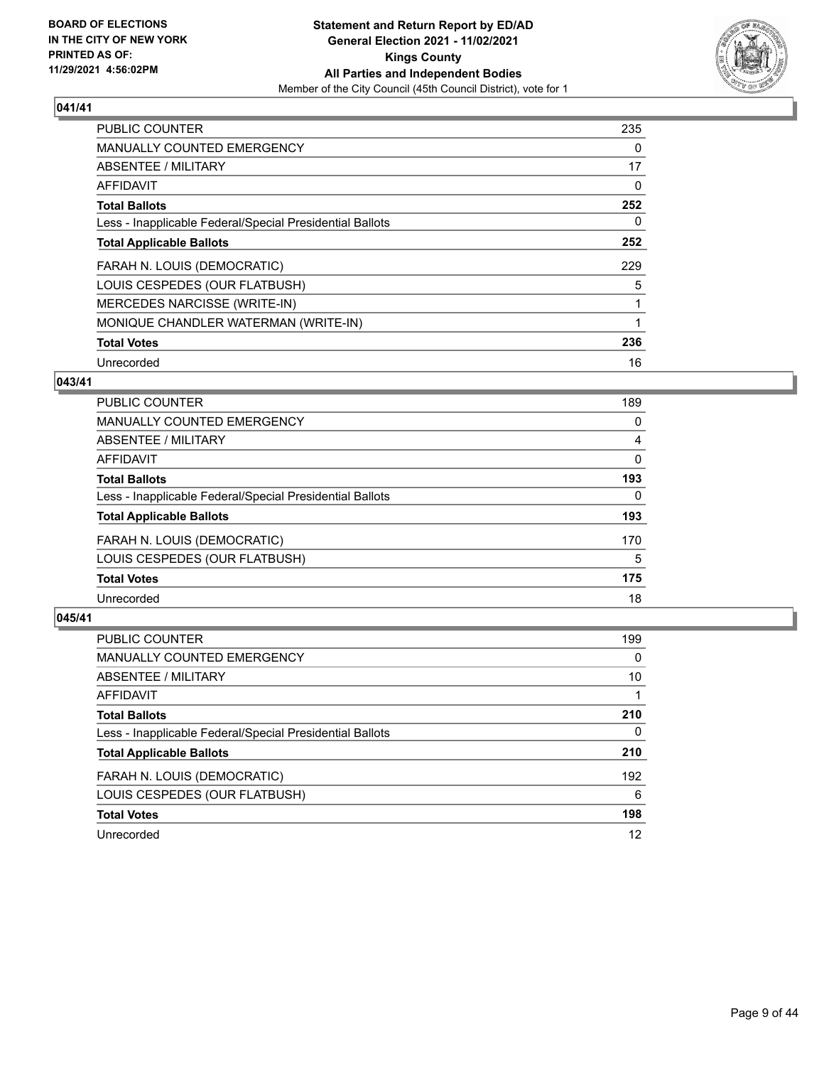BOARD OF ELECTIONS
IN THE CITY OF NEW YORK
PRINTED AS OF:
11/29/2021 4:56:02PM

**Statement and Return Report by ED/AD**
**General Election 2021 - 11/02/2021**
**Kings County**
**All Parties and Independent Bodies**
Member of the City Council (45th Council District), vote for 1

## 041/41

| | |
|---|---|
| PUBLIC COUNTER | 235 |
| MANUALLY COUNTED EMERGENCY | 0 |
| ABSENTEE / MILITARY | 17 |
| AFFIDAVIT | 0 |
| **Total Ballots** | **252** |
| Less - Inapplicable Federal/Special Presidential Ballots | 0 |
| **Total Applicable Ballots** | **252** |
| FARAH N. LOUIS (DEMOCRATIC) | 229 |
| LOUIS CESPEDES (OUR FLATBUSH) | 5 |
| MERCEDES NARCISSE (WRITE-IN) | 1 |
| MONIQUE CHANDLER WATERMAN (WRITE-IN) | 1 |
| **Total Votes** | **236** |
| Unrecorded | 16 |

## 043/41

| | |
|---|---|
| PUBLIC COUNTER | 189 |
| MANUALLY COUNTED EMERGENCY | 0 |
| ABSENTEE / MILITARY | 4 |
| AFFIDAVIT | 0 |
| **Total Ballots** | **193** |
| Less - Inapplicable Federal/Special Presidential Ballots | 0 |
| **Total Applicable Ballots** | **193** |
| FARAH N. LOUIS (DEMOCRATIC) | 170 |
| LOUIS CESPEDES (OUR FLATBUSH) | 5 |
| **Total Votes** | **175** |
| Unrecorded | 18 |

## 045/41

| | |
|---|---|
| PUBLIC COUNTER | 199 |
| MANUALLY COUNTED EMERGENCY | 0 |
| ABSENTEE / MILITARY | 10 |
| AFFIDAVIT | 1 |
| **Total Ballots** | **210** |
| Less - Inapplicable Federal/Special Presidential Ballots | 0 |
| **Total Applicable Ballots** | **210** |
| FARAH N. LOUIS (DEMOCRATIC) | 192 |
| LOUIS CESPEDES (OUR FLATBUSH) | 6 |
| **Total Votes** | **198** |
| Unrecorded | 12 |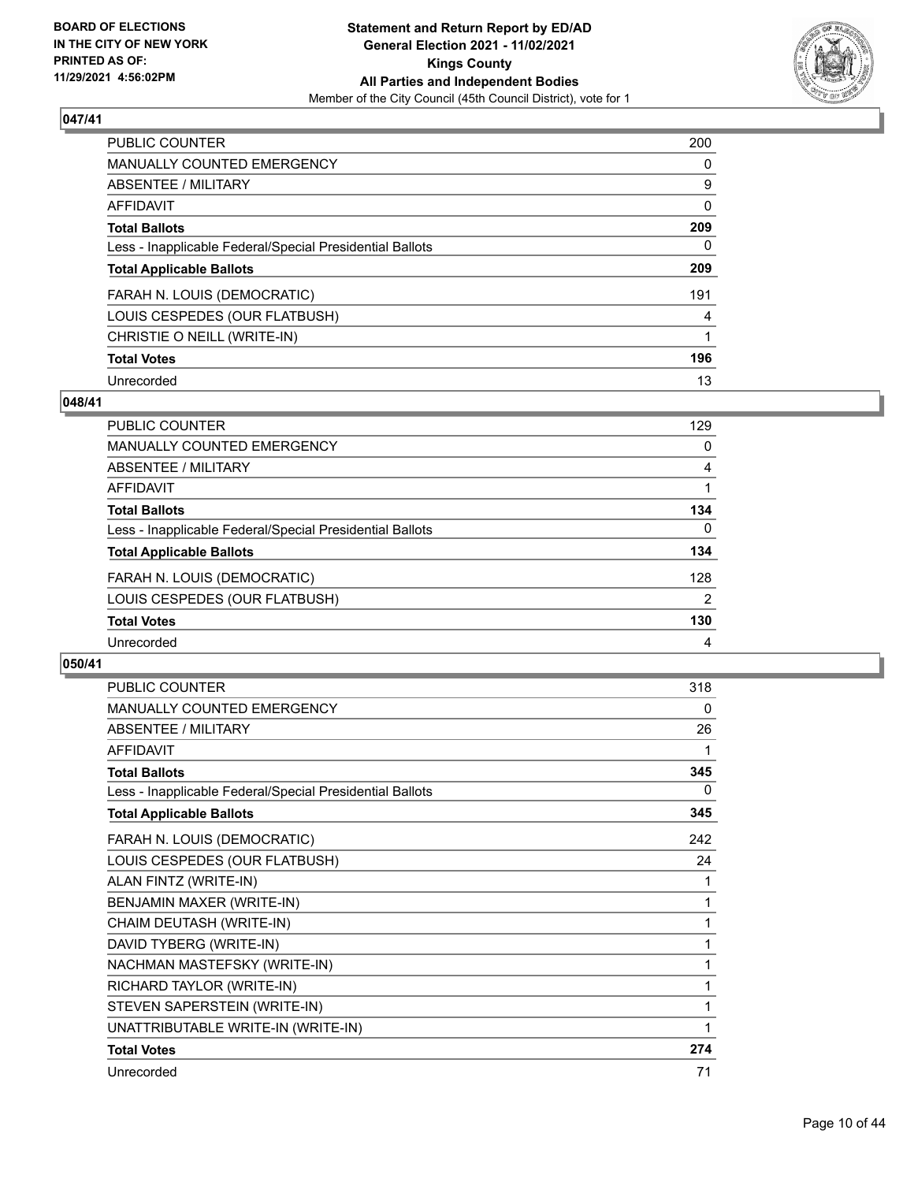### 047/41

| | |
|---|---|
| PUBLIC COUNTER | 200 |
| MANUALLY COUNTED EMERGENCY | 0 |
| ABSENTEE / MILITARY | 9 |
| AFFIDAVIT | 0 |
| **Total Ballots** | **209** |
| Less - Inapplicable Federal/Special Presidential Ballots | 0 |
| **Total Applicable Ballots** | **209** |
| FARAH N. LOUIS (DEMOCRATIC) | 191 |
| LOUIS CESPEDES (OUR FLATBUSH) | 4 |
| CHRISTIE O NEILL (WRITE-IN) | 1 |
| **Total Votes** | **196** |
| Unrecorded | 13 |

### 048/41

| | |
|---|---|
| PUBLIC COUNTER | 129 |
| MANUALLY COUNTED EMERGENCY | 0 |
| ABSENTEE / MILITARY | 4 |
| AFFIDAVIT | 1 |
| **Total Ballots** | **134** |
| Less - Inapplicable Federal/Special Presidential Ballots | 0 |
| **Total Applicable Ballots** | **134** |
| FARAH N. LOUIS (DEMOCRATIC) | 128 |
| LOUIS CESPEDES (OUR FLATBUSH) | 2 |
| **Total Votes** | **130** |
| Unrecorded | 4 |

### 050/41

| | |
|---|---|
| PUBLIC COUNTER | 318 |
| MANUALLY COUNTED EMERGENCY | 0 |
| ABSENTEE / MILITARY | 26 |
| AFFIDAVIT | 1 |
| **Total Ballots** | **345** |
| Less - Inapplicable Federal/Special Presidential Ballots | 0 |
| **Total Applicable Ballots** | **345** |
| FARAH N. LOUIS (DEMOCRATIC) | 242 |
| LOUIS CESPEDES (OUR FLATBUSH) | 24 |
| ALAN FINTZ (WRITE-IN) | 1 |
| BENJAMIN MAXER (WRITE-IN) | 1 |
| CHAIM DEUTASH (WRITE-IN) | 1 |
| DAVID TYBERG (WRITE-IN) | 1 |
| NACHMAN MASTEFSKY (WRITE-IN) | 1 |
| RICHARD TAYLOR (WRITE-IN) | 1 |
| STEVEN SAPERSTEIN (WRITE-IN) | 1 |
| UNATTRIBUTABLE WRITE-IN (WRITE-IN) | 1 |
| **Total Votes** | **274** |
| Unrecorded | 71 |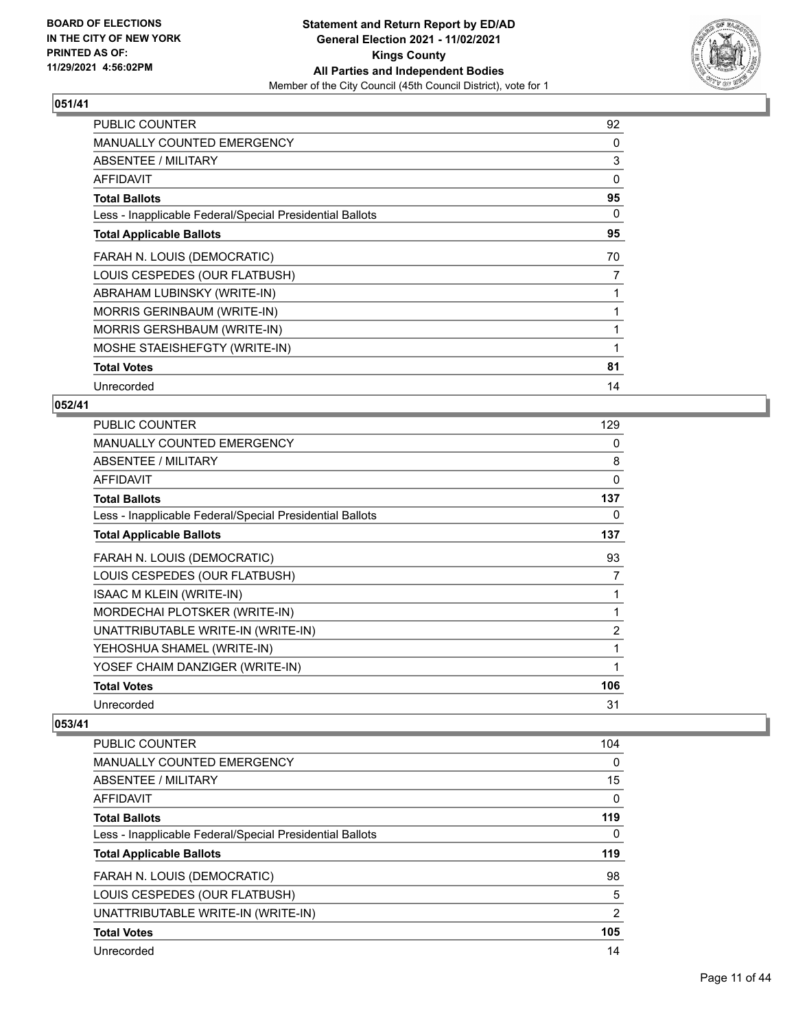**Statement and Return Report by ED/AD**
**General Election 2021 - 11/02/2021**
**Kings County**
**All Parties and Independent Bodies**
Member of the City Council (45th Council District), vote for 1

BOARD OF ELECTIONS
IN THE CITY OF NEW YORK
PRINTED AS OF:
11/29/2021 4:56:02PM

## 051/41

| | |
|---|---|
| PUBLIC COUNTER | 92 |
| MANUALLY COUNTED EMERGENCY | 0 |
| ABSENTEE / MILITARY | 3 |
| AFFIDAVIT | 0 |
| **Total Ballots** | **95** |
| Less - Inapplicable Federal/Special Presidential Ballots | 0 |
| **Total Applicable Ballots** | **95** |
| FARAH N. LOUIS (DEMOCRATIC) | 70 |
| LOUIS CESPEDES (OUR FLATBUSH) | 7 |
| ABRAHAM LUBINSKY (WRITE-IN) | 1 |
| MORRIS GERINBAUM (WRITE-IN) | 1 |
| MORRIS GERSHBAUM (WRITE-IN) | 1 |
| MOSHE STAEISHEFGTY (WRITE-IN) | 1 |
| **Total Votes** | **81** |
| Unrecorded | 14 |

## 052/41

| | |
|---|---|
| PUBLIC COUNTER | 129 |
| MANUALLY COUNTED EMERGENCY | 0 |
| ABSENTEE / MILITARY | 8 |
| AFFIDAVIT | 0 |
| **Total Ballots** | **137** |
| Less - Inapplicable Federal/Special Presidential Ballots | 0 |
| **Total Applicable Ballots** | **137** |
| FARAH N. LOUIS (DEMOCRATIC) | 93 |
| LOUIS CESPEDES (OUR FLATBUSH) | 7 |
| ISAAC M KLEIN (WRITE-IN) | 1 |
| MORDECHAI PLOTSKER (WRITE-IN) | 1 |
| UNATTRIBUTABLE WRITE-IN (WRITE-IN) | 2 |
| YEHOSHUA SHAMEL (WRITE-IN) | 1 |
| YOSEF CHAIM DANZIGER (WRITE-IN) | 1 |
| **Total Votes** | **106** |
| Unrecorded | 31 |

## 053/41

| | |
|---|---|
| PUBLIC COUNTER | 104 |
| MANUALLY COUNTED EMERGENCY | 0 |
| ABSENTEE / MILITARY | 15 |
| AFFIDAVIT | 0 |
| **Total Ballots** | **119** |
| Less - Inapplicable Federal/Special Presidential Ballots | 0 |
| **Total Applicable Ballots** | **119** |
| FARAH N. LOUIS (DEMOCRATIC) | 98 |
| LOUIS CESPEDES (OUR FLATBUSH) | 5 |
| UNATTRIBUTABLE WRITE-IN (WRITE-IN) | 2 |
| **Total Votes** | **105** |
| Unrecorded | 14 |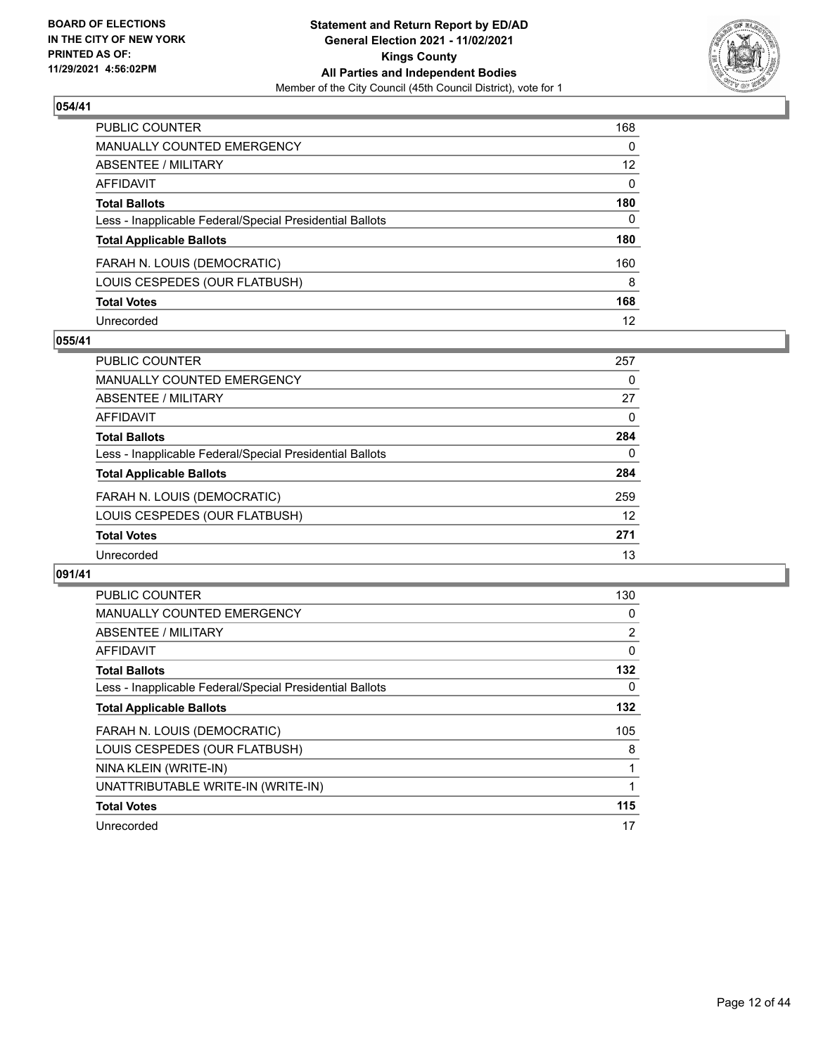## 054/41

| | |
|---|---|
| PUBLIC COUNTER | 168 |
| MANUALLY COUNTED EMERGENCY | 0 |
| ABSENTEE / MILITARY | 12 |
| AFFIDAVIT | 0 |
| **Total Ballots** | **180** |
| Less - Inapplicable Federal/Special Presidential Ballots | 0 |
| **Total Applicable Ballots** | **180** |
| FARAH N. LOUIS (DEMOCRATIC) | 160 |
| LOUIS CESPEDES (OUR FLATBUSH) | 8 |
| **Total Votes** | **168** |
| Unrecorded | 12 |

## 055/41

| | |
|---|---|
| PUBLIC COUNTER | 257 |
| MANUALLY COUNTED EMERGENCY | 0 |
| ABSENTEE / MILITARY | 27 |
| AFFIDAVIT | 0 |
| **Total Ballots** | **284** |
| Less - Inapplicable Federal/Special Presidential Ballots | 0 |
| **Total Applicable Ballots** | **284** |
| FARAH N. LOUIS (DEMOCRATIC) | 259 |
| LOUIS CESPEDES (OUR FLATBUSH) | 12 |
| **Total Votes** | **271** |
| Unrecorded | 13 |

## 091/41

| | |
|---|---|
| PUBLIC COUNTER | 130 |
| MANUALLY COUNTED EMERGENCY | 0 |
| ABSENTEE / MILITARY | 2 |
| AFFIDAVIT | 0 |
| **Total Ballots** | **132** |
| Less - Inapplicable Federal/Special Presidential Ballots | 0 |
| **Total Applicable Ballots** | **132** |
| FARAH N. LOUIS (DEMOCRATIC) | 105 |
| LOUIS CESPEDES (OUR FLATBUSH) | 8 |
| NINA KLEIN (WRITE-IN) | 1 |
| UNATTRIBUTABLE WRITE-IN (WRITE-IN) | 1 |
| **Total Votes** | **115** |
| Unrecorded | 17 |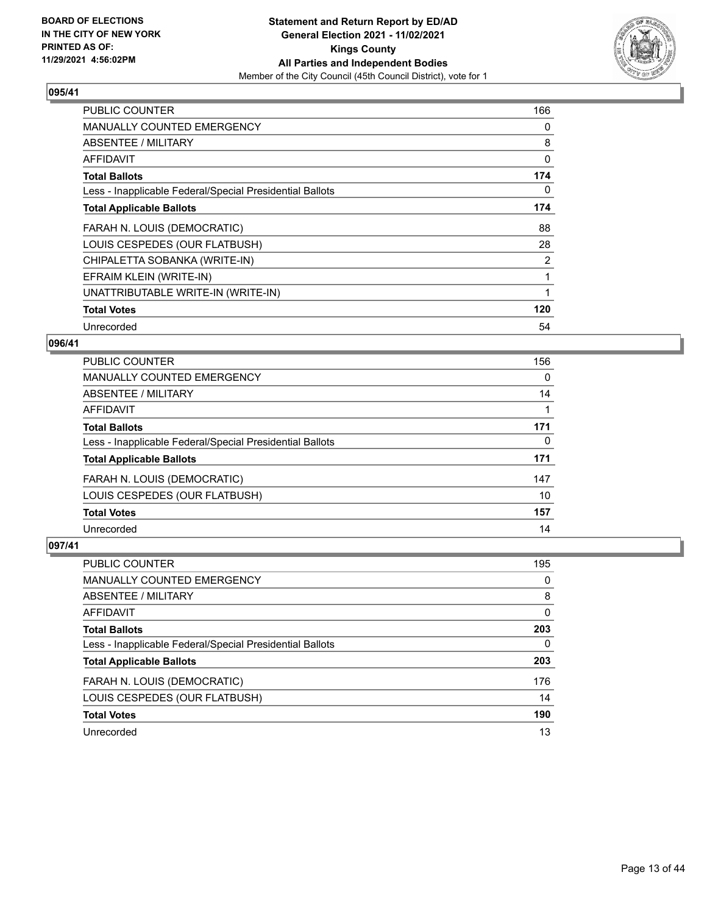## 095/41

| | |
|---|---|
| PUBLIC COUNTER | 166 |
| MANUALLY COUNTED EMERGENCY | 0 |
| ABSENTEE / MILITARY | 8 |
| AFFIDAVIT | 0 |
| **Total Ballots** | **174** |
| Less - Inapplicable Federal/Special Presidential Ballots | 0 |
| **Total Applicable Ballots** | **174** |
| FARAH N. LOUIS (DEMOCRATIC) | 88 |
| LOUIS CESPEDES (OUR FLATBUSH) | 28 |
| CHIPALETTA SOBANKA (WRITE-IN) | 2 |
| EFRAIM KLEIN (WRITE-IN) | 1 |
| UNATTRIBUTABLE WRITE-IN (WRITE-IN) | 1 |
| **Total Votes** | **120** |
| Unrecorded | 54 |

## 096/41

| | |
|---|---|
| PUBLIC COUNTER | 156 |
| MANUALLY COUNTED EMERGENCY | 0 |
| ABSENTEE / MILITARY | 14 |
| AFFIDAVIT | 1 |
| **Total Ballots** | **171** |
| Less - Inapplicable Federal/Special Presidential Ballots | 0 |
| **Total Applicable Ballots** | **171** |
| FARAH N. LOUIS (DEMOCRATIC) | 147 |
| LOUIS CESPEDES (OUR FLATBUSH) | 10 |
| **Total Votes** | **157** |
| Unrecorded | 14 |

## 097/41

| | |
|---|---|
| PUBLIC COUNTER | 195 |
| MANUALLY COUNTED EMERGENCY | 0 |
| ABSENTEE / MILITARY | 8 |
| AFFIDAVIT | 0 |
| **Total Ballots** | **203** |
| Less - Inapplicable Federal/Special Presidential Ballots | 0 |
| **Total Applicable Ballots** | **203** |
| FARAH N. LOUIS (DEMOCRATIC) | 176 |
| LOUIS CESPEDES (OUR FLATBUSH) | 14 |
| **Total Votes** | **190** |
| Unrecorded | 13 |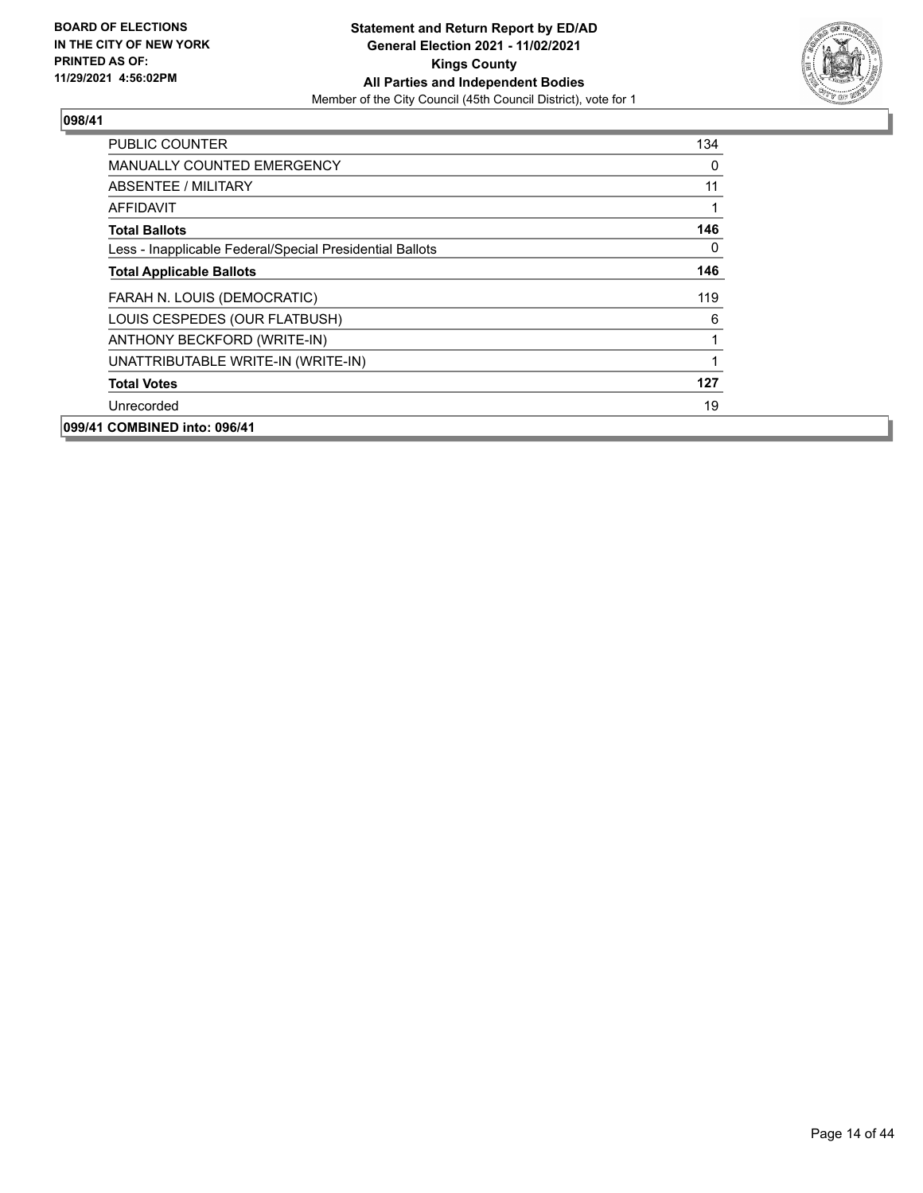**BOARD OF ELECTIONS IN THE CITY OF NEW YORK PRINTED AS OF: 11/29/2021 4:56:02PM**

**Statement and Return Report by ED/AD**
**General Election 2021 - 11/02/2021**
**Kings County**
**All Parties and Independent Bodies**
Member of the City Council (45th Council District), vote for 1

### 098/41

| | |
|---|---|
| PUBLIC COUNTER | 134 |
| MANUALLY COUNTED EMERGENCY | 0 |
| ABSENTEE / MILITARY | 11 |
| AFFIDAVIT | 1 |
| **Total Ballots** | **146** |
| Less - Inapplicable Federal/Special Presidential Ballots | 0 |
| **Total Applicable Ballots** | **146** |
| FARAH N. LOUIS (DEMOCRATIC) | 119 |
| LOUIS CESPEDES (OUR FLATBUSH) | 6 |
| ANTHONY BECKFORD (WRITE-IN) | 1 |
| UNATTRIBUTABLE WRITE-IN (WRITE-IN) | 1 |
| **Total Votes** | **127** |
| Unrecorded | 19 |

**099/41 COMBINED into: 096/41**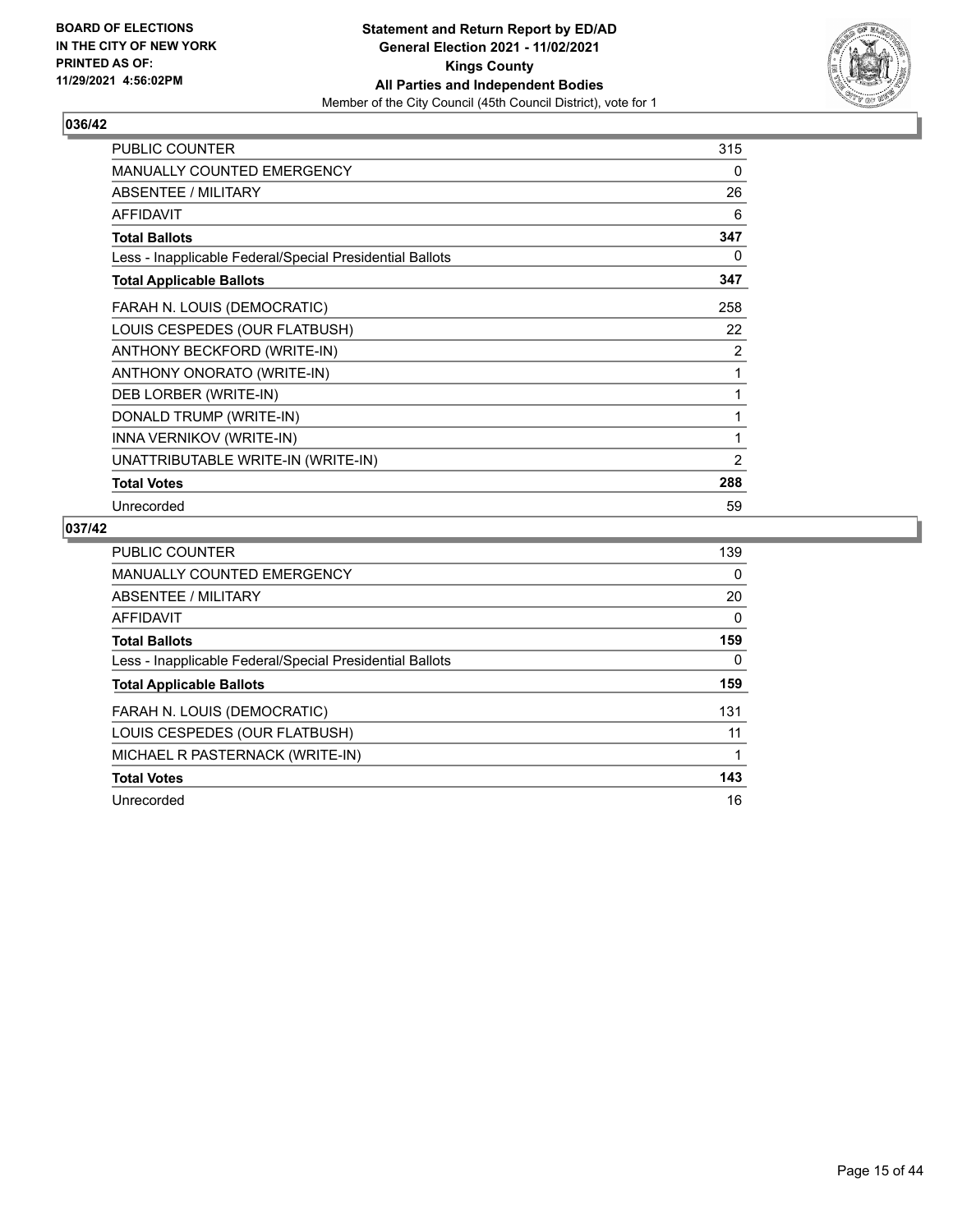## 036/42

| | |
|---|---|
| PUBLIC COUNTER | 315 |
| MANUALLY COUNTED EMERGENCY | 0 |
| ABSENTEE / MILITARY | 26 |
| AFFIDAVIT | 6 |
| **Total Ballots** | **347** |
| Less - Inapplicable Federal/Special Presidential Ballots | 0 |
| **Total Applicable Ballots** | **347** |
| FARAH N. LOUIS (DEMOCRATIC) | 258 |
| LOUIS CESPEDES (OUR FLATBUSH) | 22 |
| ANTHONY BECKFORD (WRITE-IN) | 2 |
| ANTHONY ONORATO (WRITE-IN) | 1 |
| DEB LORBER (WRITE-IN) | 1 |
| DONALD TRUMP (WRITE-IN) | 1 |
| INNA VERNIKOV (WRITE-IN) | 1 |
| UNATTRIBUTABLE WRITE-IN (WRITE-IN) | 2 |
| **Total Votes** | **288** |
| Unrecorded | 59 |

## 037/42

| | |
|---|---|
| PUBLIC COUNTER | 139 |
| MANUALLY COUNTED EMERGENCY | 0 |
| ABSENTEE / MILITARY | 20 |
| AFFIDAVIT | 0 |
| **Total Ballots** | **159** |
| Less - Inapplicable Federal/Special Presidential Ballots | 0 |
| **Total Applicable Ballots** | **159** |
| FARAH N. LOUIS (DEMOCRATIC) | 131 |
| LOUIS CESPEDES (OUR FLATBUSH) | 11 |
| MICHAEL R PASTERNACK (WRITE-IN) | 1 |
| **Total Votes** | **143** |
| Unrecorded | 16 |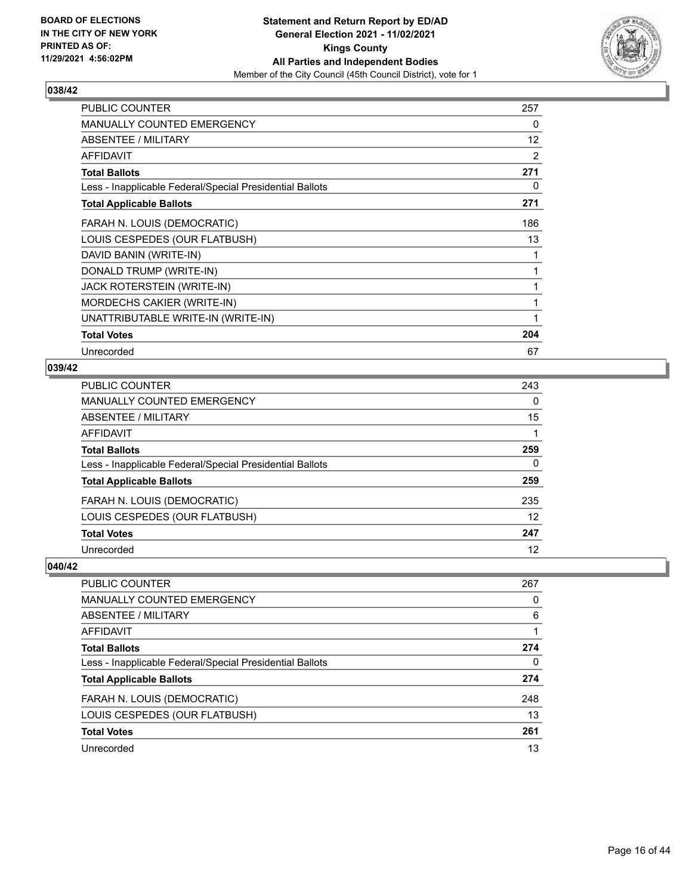**Statement and Return Report by ED/AD**
**General Election 2021 - 11/02/2021**
**Kings County**
**All Parties and Independent Bodies**
Member of the City Council (45th Council District), vote for 1

BOARD OF ELECTIONS
IN THE CITY OF NEW YORK
PRINTED AS OF:
11/29/2021 4:56:02PM

### 038/42

| | |
|---|---|
| PUBLIC COUNTER | 257 |
| MANUALLY COUNTED EMERGENCY | 0 |
| ABSENTEE / MILITARY | 12 |
| AFFIDAVIT | 2 |
| **Total Ballots** | **271** |
| Less - Inapplicable Federal/Special Presidential Ballots | 0 |
| **Total Applicable Ballots** | **271** |
| FARAH N. LOUIS (DEMOCRATIC) | 186 |
| LOUIS CESPEDES (OUR FLATBUSH) | 13 |
| DAVID BANIN (WRITE-IN) | 1 |
| DONALD TRUMP (WRITE-IN) | 1 |
| JACK ROTERSTEIN (WRITE-IN) | 1 |
| MORDECHS CAKIER (WRITE-IN) | 1 |
| UNATTRIBUTABLE WRITE-IN (WRITE-IN) | 1 |
| **Total Votes** | **204** |
| Unrecorded | 67 |

### 039/42

| | |
|---|---|
| PUBLIC COUNTER | 243 |
| MANUALLY COUNTED EMERGENCY | 0 |
| ABSENTEE / MILITARY | 15 |
| AFFIDAVIT | 1 |
| **Total Ballots** | **259** |
| Less - Inapplicable Federal/Special Presidential Ballots | 0 |
| **Total Applicable Ballots** | **259** |
| FARAH N. LOUIS (DEMOCRATIC) | 235 |
| LOUIS CESPEDES (OUR FLATBUSH) | 12 |
| **Total Votes** | **247** |
| Unrecorded | 12 |

### 040/42

| | |
|---|---|
| PUBLIC COUNTER | 267 |
| MANUALLY COUNTED EMERGENCY | 0 |
| ABSENTEE / MILITARY | 6 |
| AFFIDAVIT | 1 |
| **Total Ballots** | **274** |
| Less - Inapplicable Federal/Special Presidential Ballots | 0 |
| **Total Applicable Ballots** | **274** |
| FARAH N. LOUIS (DEMOCRATIC) | 248 |
| LOUIS CESPEDES (OUR FLATBUSH) | 13 |
| **Total Votes** | **261** |
| Unrecorded | 13 |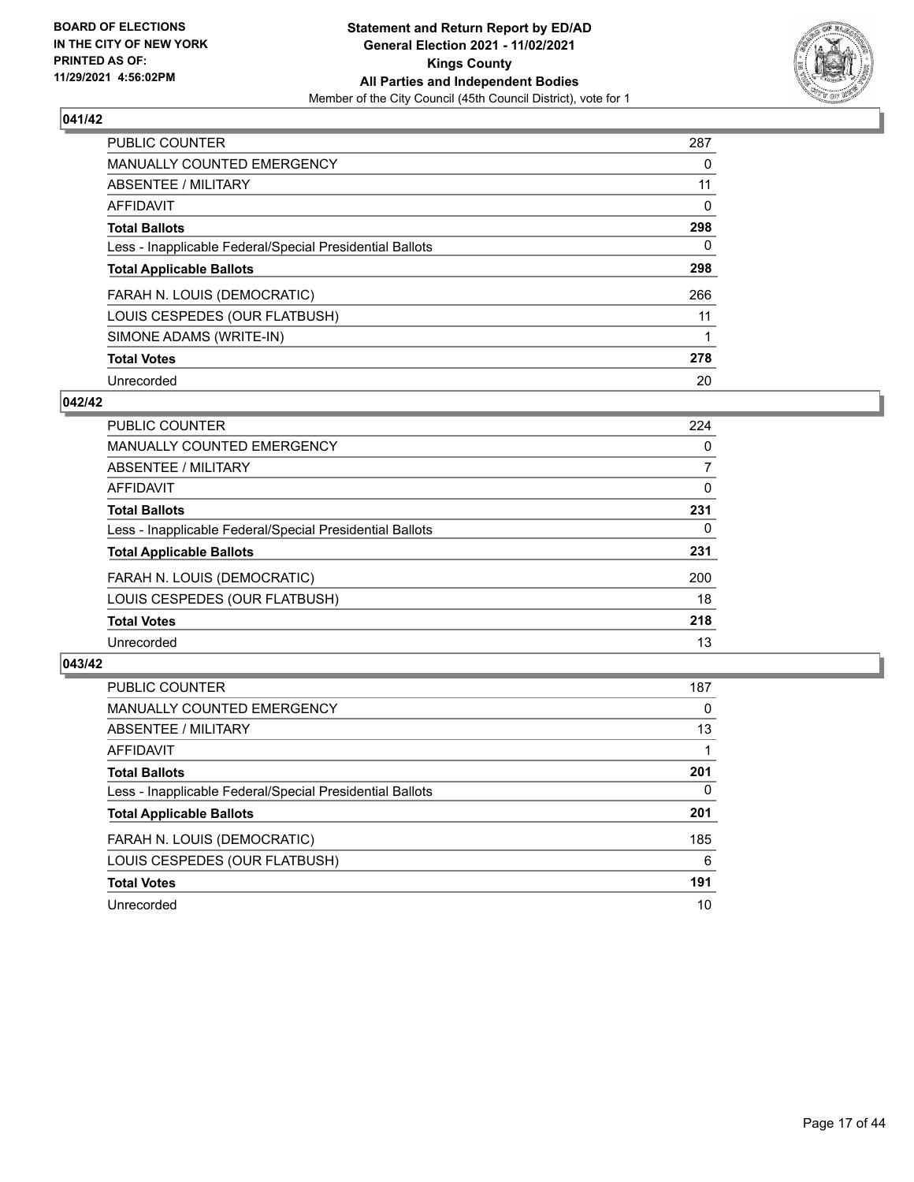**BOARD OF ELECTIONS IN THE CITY OF NEW YORK PRINTED AS OF: 11/29/2021 4:56:02PM**

**Statement and Return Report by ED/AD General Election 2021 - 11/02/2021 Kings County All Parties and Independent Bodies**
Member of the City Council (45th Council District), vote for 1

### 041/42

| | |
|---|---|
| PUBLIC COUNTER | 287 |
| MANUALLY COUNTED EMERGENCY | 0 |
| ABSENTEE / MILITARY | 11 |
| AFFIDAVIT | 0 |
| **Total Ballots** | **298** |
| Less - Inapplicable Federal/Special Presidential Ballots | 0 |
| **Total Applicable Ballots** | **298** |
| FARAH N. LOUIS (DEMOCRATIC) | 266 |
| LOUIS CESPEDES (OUR FLATBUSH) | 11 |
| SIMONE ADAMS (WRITE-IN) | 1 |
| **Total Votes** | **278** |
| Unrecorded | 20 |

### 042/42

| | |
|---|---|
| PUBLIC COUNTER | 224 |
| MANUALLY COUNTED EMERGENCY | 0 |
| ABSENTEE / MILITARY | 7 |
| AFFIDAVIT | 0 |
| **Total Ballots** | **231** |
| Less - Inapplicable Federal/Special Presidential Ballots | 0 |
| **Total Applicable Ballots** | **231** |
| FARAH N. LOUIS (DEMOCRATIC) | 200 |
| LOUIS CESPEDES (OUR FLATBUSH) | 18 |
| **Total Votes** | **218** |
| Unrecorded | 13 |

### 043/42

| | |
|---|---|
| PUBLIC COUNTER | 187 |
| MANUALLY COUNTED EMERGENCY | 0 |
| ABSENTEE / MILITARY | 13 |
| AFFIDAVIT | 1 |
| **Total Ballots** | **201** |
| Less - Inapplicable Federal/Special Presidential Ballots | 0 |
| **Total Applicable Ballots** | **201** |
| FARAH N. LOUIS (DEMOCRATIC) | 185 |
| LOUIS CESPEDES (OUR FLATBUSH) | 6 |
| **Total Votes** | **191** |
| Unrecorded | 10 |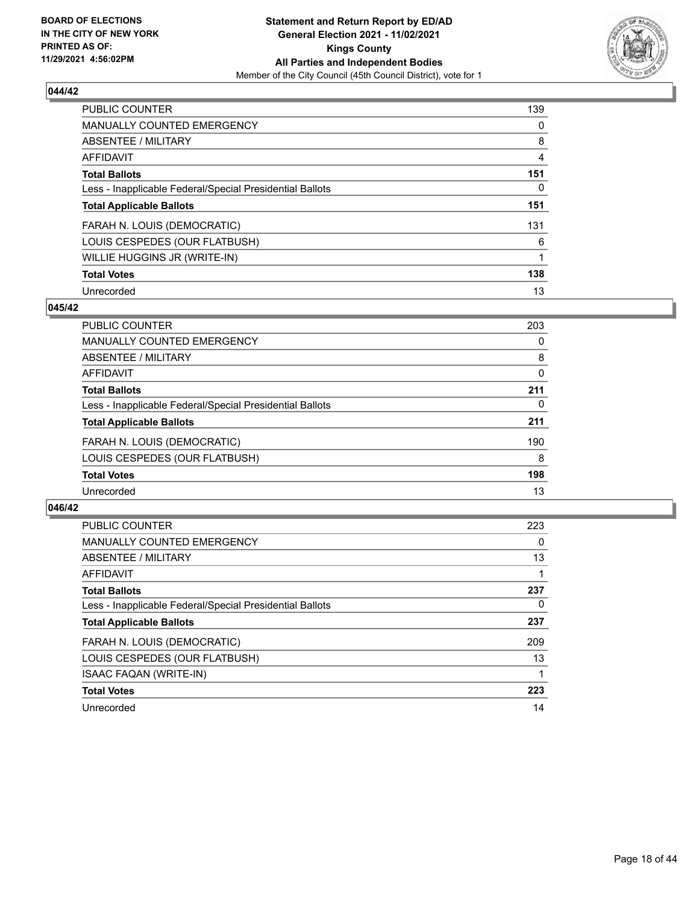BOARD OF ELECTIONS
IN THE CITY OF NEW YORK
PRINTED AS OF:
11/29/2021 4:56:02PM

**Statement and Return Report by ED/AD**
**General Election 2021 - 11/02/2021**
**Kings County**
**All Parties and Independent Bodies**
Member of the City Council (45th Council District), vote for 1

### 044/42

| | |
|---|---|
| PUBLIC COUNTER | 139 |
| MANUALLY COUNTED EMERGENCY | 0 |
| ABSENTEE / MILITARY | 8 |
| AFFIDAVIT | 4 |
| **Total Ballots** | **151** |
| Less - Inapplicable Federal/Special Presidential Ballots | 0 |
| **Total Applicable Ballots** | **151** |
| FARAH N. LOUIS (DEMOCRATIC) | 131 |
| LOUIS CESPEDES (OUR FLATBUSH) | 6 |
| WILLIE HUGGINS JR (WRITE-IN) | 1 |
| **Total Votes** | **138** |
| Unrecorded | 13 |

### 045/42

| | |
|---|---|
| PUBLIC COUNTER | 203 |
| MANUALLY COUNTED EMERGENCY | 0 |
| ABSENTEE / MILITARY | 8 |
| AFFIDAVIT | 0 |
| **Total Ballots** | **211** |
| Less - Inapplicable Federal/Special Presidential Ballots | 0 |
| **Total Applicable Ballots** | **211** |
| FARAH N. LOUIS (DEMOCRATIC) | 190 |
| LOUIS CESPEDES (OUR FLATBUSH) | 8 |
| **Total Votes** | **198** |
| Unrecorded | 13 |

### 046/42

| | |
|---|---|
| PUBLIC COUNTER | 223 |
| MANUALLY COUNTED EMERGENCY | 0 |
| ABSENTEE / MILITARY | 13 |
| AFFIDAVIT | 1 |
| **Total Ballots** | **237** |
| Less - Inapplicable Federal/Special Presidential Ballots | 0 |
| **Total Applicable Ballots** | **237** |
| FARAH N. LOUIS (DEMOCRATIC) | 209 |
| LOUIS CESPEDES (OUR FLATBUSH) | 13 |
| ISAAC FAQAN (WRITE-IN) | 1 |
| **Total Votes** | **223** |
| Unrecorded | 14 |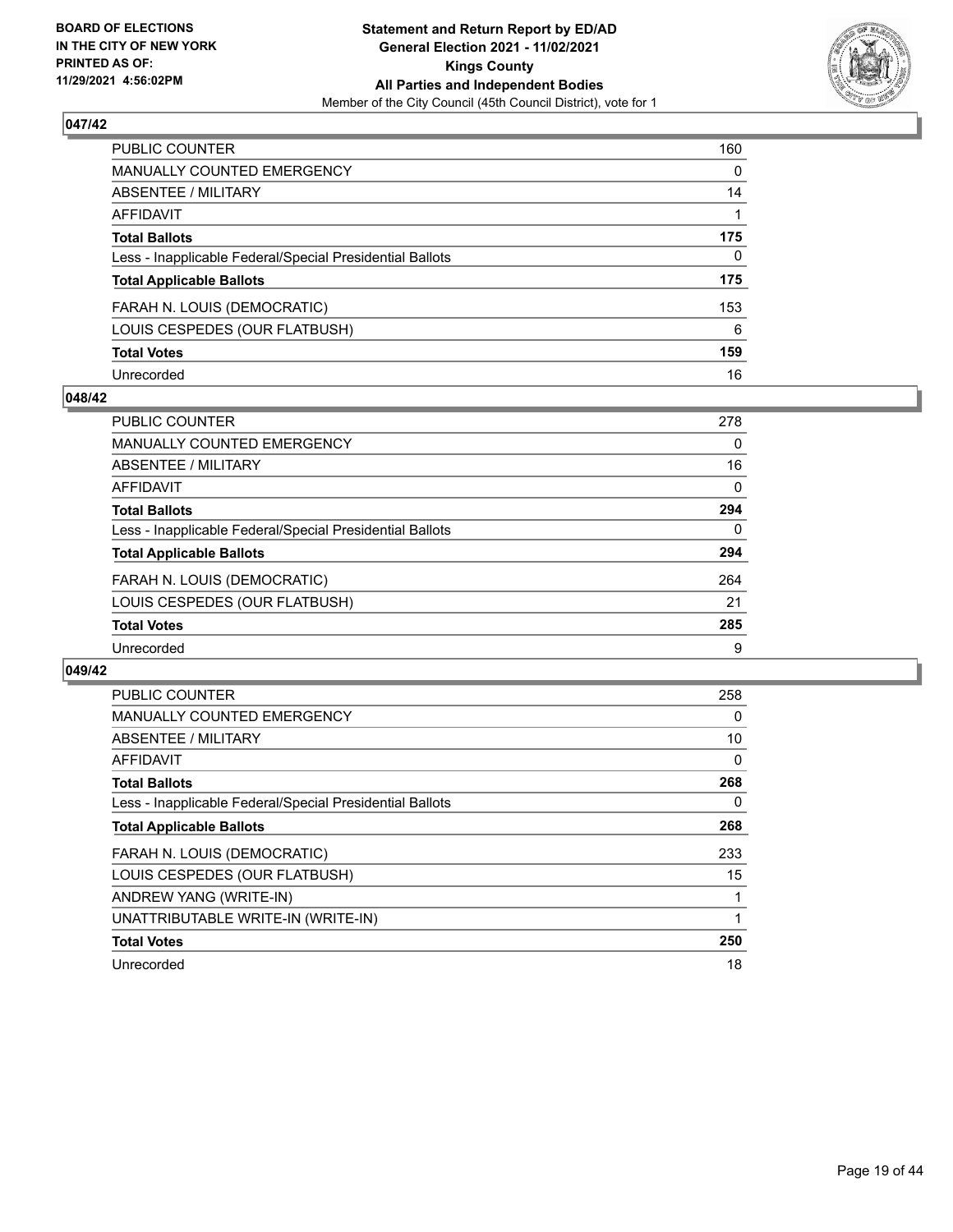**BOARD OF ELECTIONS IN THE CITY OF NEW YORK PRINTED AS OF: 11/29/2021 4:56:02PM**

**Statement and Return Report by ED/AD General Election 2021 - 11/02/2021 Kings County All Parties and Independent Bodies**

Member of the City Council (45th Council District), vote for 1

## 047/42

| | |
|---|---|
| PUBLIC COUNTER | 160 |
| MANUALLY COUNTED EMERGENCY | 0 |
| ABSENTEE / MILITARY | 14 |
| AFFIDAVIT | 1 |
| **Total Ballots** | **175** |
| Less - Inapplicable Federal/Special Presidential Ballots | 0 |
| **Total Applicable Ballots** | **175** |
| FARAH N. LOUIS (DEMOCRATIC) | 153 |
| LOUIS CESPEDES (OUR FLATBUSH) | 6 |
| **Total Votes** | **159** |
| Unrecorded | 16 |

## 048/42

| | |
|---|---|
| PUBLIC COUNTER | 278 |
| MANUALLY COUNTED EMERGENCY | 0 |
| ABSENTEE / MILITARY | 16 |
| AFFIDAVIT | 0 |
| **Total Ballots** | **294** |
| Less - Inapplicable Federal/Special Presidential Ballots | 0 |
| **Total Applicable Ballots** | **294** |
| FARAH N. LOUIS (DEMOCRATIC) | 264 |
| LOUIS CESPEDES (OUR FLATBUSH) | 21 |
| **Total Votes** | **285** |
| Unrecorded | 9 |

## 049/42

| | |
|---|---|
| PUBLIC COUNTER | 258 |
| MANUALLY COUNTED EMERGENCY | 0 |
| ABSENTEE / MILITARY | 10 |
| AFFIDAVIT | 0 |
| **Total Ballots** | **268** |
| Less - Inapplicable Federal/Special Presidential Ballots | 0 |
| **Total Applicable Ballots** | **268** |
| FARAH N. LOUIS (DEMOCRATIC) | 233 |
| LOUIS CESPEDES (OUR FLATBUSH) | 15 |
| ANDREW YANG (WRITE-IN) | 1 |
| UNATTRIBUTABLE WRITE-IN (WRITE-IN) | 1 |
| **Total Votes** | **250** |
| Unrecorded | 18 |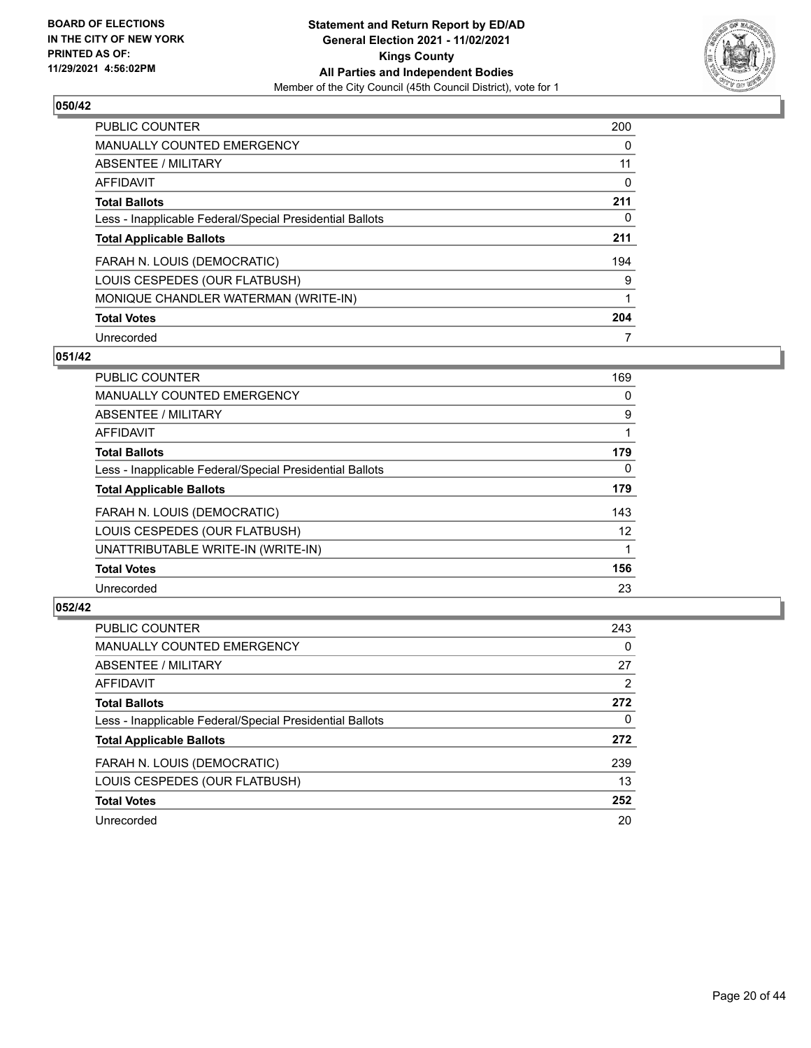BOARD OF ELECTIONS
IN THE CITY OF NEW YORK
PRINTED AS OF:
11/29/2021 4:56:02PM

**Statement and Return Report by ED/AD**
**General Election 2021 - 11/02/2021**
**Kings County**
**All Parties and Independent Bodies**
Member of the City Council (45th Council District), vote for 1

## 050/42

| | |
|---|---|
| PUBLIC COUNTER | 200 |
| MANUALLY COUNTED EMERGENCY | 0 |
| ABSENTEE / MILITARY | 11 |
| AFFIDAVIT | 0 |
| **Total Ballots** | **211** |
| Less - Inapplicable Federal/Special Presidential Ballots | 0 |
| **Total Applicable Ballots** | **211** |
| FARAH N. LOUIS (DEMOCRATIC) | 194 |
| LOUIS CESPEDES (OUR FLATBUSH) | 9 |
| MONIQUE CHANDLER WATERMAN (WRITE-IN) | 1 |
| **Total Votes** | **204** |
| Unrecorded | 7 |

## 051/42

| | |
|---|---|
| PUBLIC COUNTER | 169 |
| MANUALLY COUNTED EMERGENCY | 0 |
| ABSENTEE / MILITARY | 9 |
| AFFIDAVIT | 1 |
| **Total Ballots** | **179** |
| Less - Inapplicable Federal/Special Presidential Ballots | 0 |
| **Total Applicable Ballots** | **179** |
| FARAH N. LOUIS (DEMOCRATIC) | 143 |
| LOUIS CESPEDES (OUR FLATBUSH) | 12 |
| UNATTRIBUTABLE WRITE-IN (WRITE-IN) | 1 |
| **Total Votes** | **156** |
| Unrecorded | 23 |

## 052/42

| | |
|---|---|
| PUBLIC COUNTER | 243 |
| MANUALLY COUNTED EMERGENCY | 0 |
| ABSENTEE / MILITARY | 27 |
| AFFIDAVIT | 2 |
| **Total Ballots** | **272** |
| Less - Inapplicable Federal/Special Presidential Ballots | 0 |
| **Total Applicable Ballots** | **272** |
| FARAH N. LOUIS (DEMOCRATIC) | 239 |
| LOUIS CESPEDES (OUR FLATBUSH) | 13 |
| **Total Votes** | **252** |
| Unrecorded | 20 |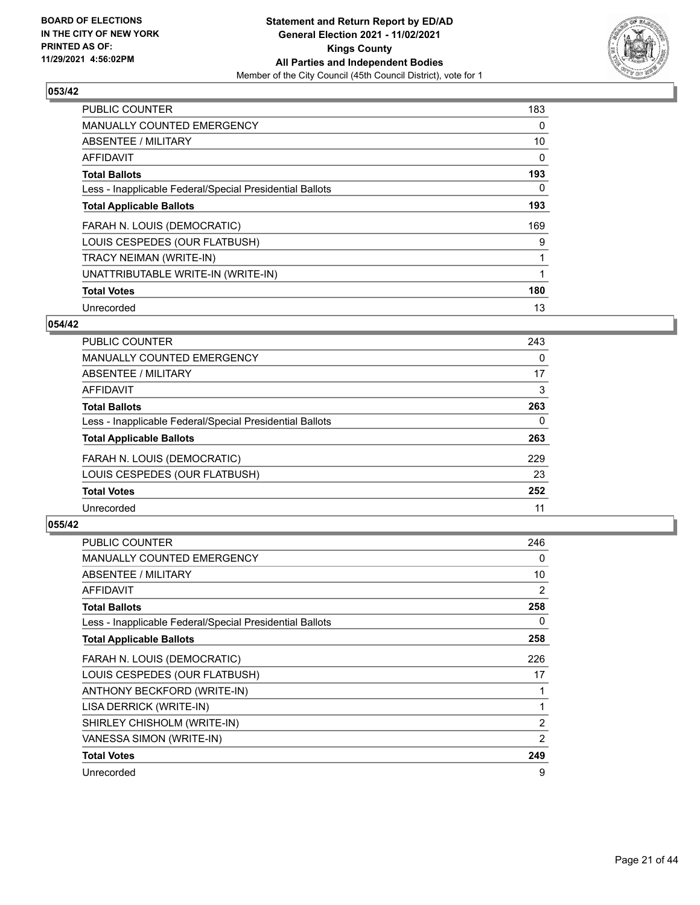BOARD OF ELECTIONS
IN THE CITY OF NEW YORK
PRINTED AS OF:
11/29/2021 4:56:02PM

**Statement and Return Report by ED/AD**
**General Election 2021 - 11/02/2021**
**Kings County**
**All Parties and Independent Bodies**
Member of the City Council (45th Council District), vote for 1

### 053/42

| | |
|---|---|
| PUBLIC COUNTER | 183 |
| MANUALLY COUNTED EMERGENCY | 0 |
| ABSENTEE / MILITARY | 10 |
| AFFIDAVIT | 0 |
| **Total Ballots** | **193** |
| Less - Inapplicable Federal/Special Presidential Ballots | 0 |
| **Total Applicable Ballots** | **193** |
| FARAH N. LOUIS (DEMOCRATIC) | 169 |
| LOUIS CESPEDES (OUR FLATBUSH) | 9 |
| TRACY NEIMAN (WRITE-IN) | 1 |
| UNATTRIBUTABLE WRITE-IN (WRITE-IN) | 1 |
| **Total Votes** | **180** |
| Unrecorded | 13 |

### 054/42

| | |
|---|---|
| PUBLIC COUNTER | 243 |
| MANUALLY COUNTED EMERGENCY | 0 |
| ABSENTEE / MILITARY | 17 |
| AFFIDAVIT | 3 |
| **Total Ballots** | **263** |
| Less - Inapplicable Federal/Special Presidential Ballots | 0 |
| **Total Applicable Ballots** | **263** |
| FARAH N. LOUIS (DEMOCRATIC) | 229 |
| LOUIS CESPEDES (OUR FLATBUSH) | 23 |
| **Total Votes** | **252** |
| Unrecorded | 11 |

### 055/42

| | |
|---|---|
| PUBLIC COUNTER | 246 |
| MANUALLY COUNTED EMERGENCY | 0 |
| ABSENTEE / MILITARY | 10 |
| AFFIDAVIT | 2 |
| **Total Ballots** | **258** |
| Less - Inapplicable Federal/Special Presidential Ballots | 0 |
| **Total Applicable Ballots** | **258** |
| FARAH N. LOUIS (DEMOCRATIC) | 226 |
| LOUIS CESPEDES (OUR FLATBUSH) | 17 |
| ANTHONY BECKFORD (WRITE-IN) | 1 |
| LISA DERRICK (WRITE-IN) | 1 |
| SHIRLEY CHISHOLM (WRITE-IN) | 2 |
| VANESSA SIMON (WRITE-IN) | 2 |
| **Total Votes** | **249** |
| Unrecorded | 9 |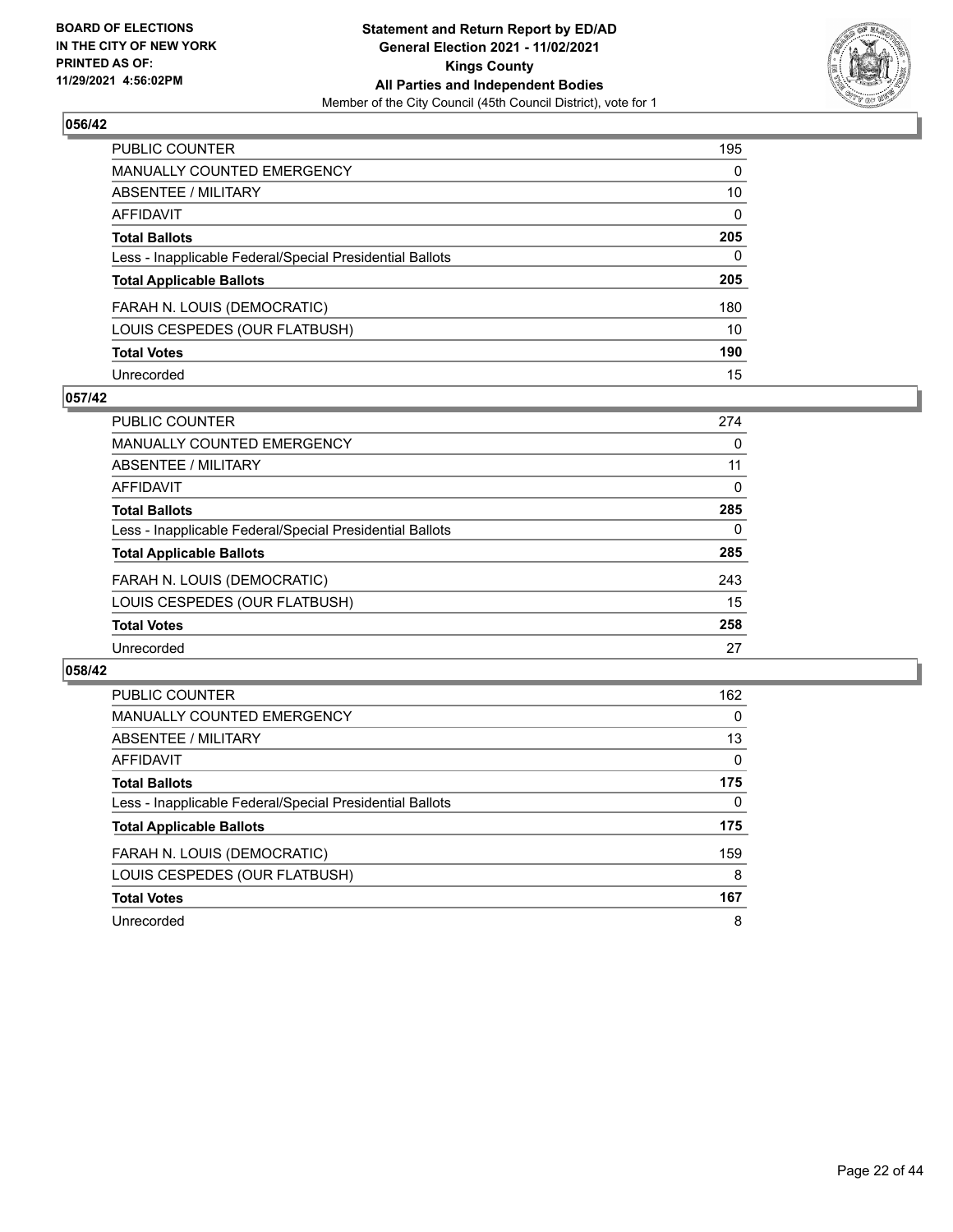BOARD OF ELECTIONS
IN THE CITY OF NEW YORK
PRINTED AS OF:
11/29/2021 4:56:02PM

**Statement and Return Report by ED/AD**
**General Election 2021 - 11/02/2021**
**Kings County**
**All Parties and Independent Bodies**
Member of the City Council (45th Council District), vote for 1

### 056/42

| | |
|---|---|
| PUBLIC COUNTER | 195 |
| MANUALLY COUNTED EMERGENCY | 0 |
| ABSENTEE / MILITARY | 10 |
| AFFIDAVIT | 0 |
| **Total Ballots** | **205** |
| Less - Inapplicable Federal/Special Presidential Ballots | 0 |
| **Total Applicable Ballots** | **205** |
| FARAH N. LOUIS (DEMOCRATIC) | 180 |
| LOUIS CESPEDES (OUR FLATBUSH) | 10 |
| **Total Votes** | **190** |
| Unrecorded | 15 |

### 057/42

| | |
|---|---|
| PUBLIC COUNTER | 274 |
| MANUALLY COUNTED EMERGENCY | 0 |
| ABSENTEE / MILITARY | 11 |
| AFFIDAVIT | 0 |
| **Total Ballots** | **285** |
| Less - Inapplicable Federal/Special Presidential Ballots | 0 |
| **Total Applicable Ballots** | **285** |
| FARAH N. LOUIS (DEMOCRATIC) | 243 |
| LOUIS CESPEDES (OUR FLATBUSH) | 15 |
| **Total Votes** | **258** |
| Unrecorded | 27 |

### 058/42

| | |
|---|---|
| PUBLIC COUNTER | 162 |
| MANUALLY COUNTED EMERGENCY | 0 |
| ABSENTEE / MILITARY | 13 |
| AFFIDAVIT | 0 |
| **Total Ballots** | **175** |
| Less - Inapplicable Federal/Special Presidential Ballots | 0 |
| **Total Applicable Ballots** | **175** |
| FARAH N. LOUIS (DEMOCRATIC) | 159 |
| LOUIS CESPEDES (OUR FLATBUSH) | 8 |
| **Total Votes** | **167** |
| Unrecorded | 8 |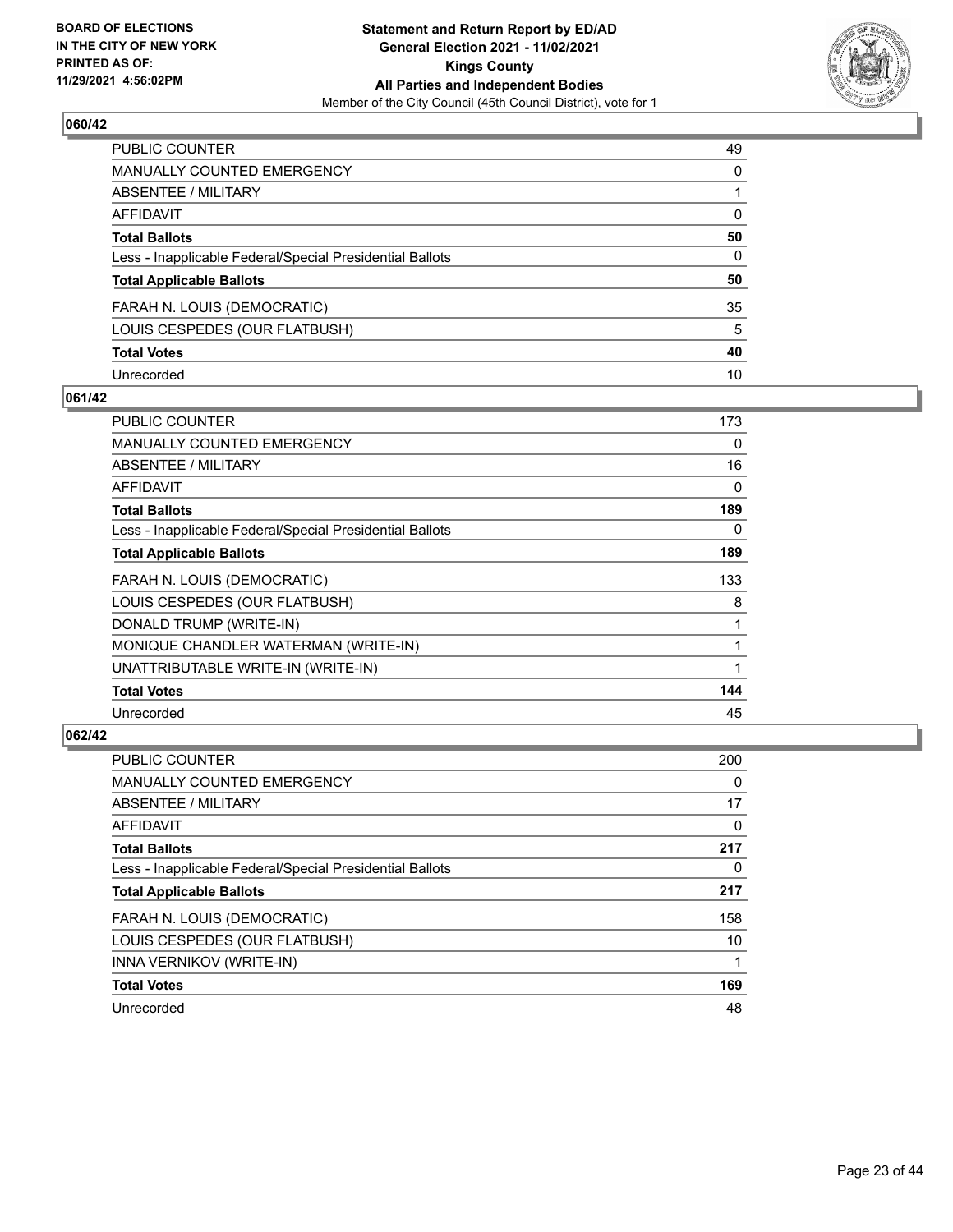## 060/42

| | |
|---|---|
| PUBLIC COUNTER | 49 |
| MANUALLY COUNTED EMERGENCY | 0 |
| ABSENTEE / MILITARY | 1 |
| AFFIDAVIT | 0 |
| **Total Ballots** | **50** |
| Less - Inapplicable Federal/Special Presidential Ballots | 0 |
| **Total Applicable Ballots** | **50** |
| FARAH N. LOUIS (DEMOCRATIC) | 35 |
| LOUIS CESPEDES (OUR FLATBUSH) | 5 |
| **Total Votes** | **40** |
| Unrecorded | 10 |

## 061/42

| | |
|---|---|
| PUBLIC COUNTER | 173 |
| MANUALLY COUNTED EMERGENCY | 0 |
| ABSENTEE / MILITARY | 16 |
| AFFIDAVIT | 0 |
| **Total Ballots** | **189** |
| Less - Inapplicable Federal/Special Presidential Ballots | 0 |
| **Total Applicable Ballots** | **189** |
| FARAH N. LOUIS (DEMOCRATIC) | 133 |
| LOUIS CESPEDES (OUR FLATBUSH) | 8 |
| DONALD TRUMP (WRITE-IN) | 1 |
| MONIQUE CHANDLER WATERMAN (WRITE-IN) | 1 |
| UNATTRIBUTABLE WRITE-IN (WRITE-IN) | 1 |
| **Total Votes** | **144** |
| Unrecorded | 45 |

## 062/42

| | |
|---|---|
| PUBLIC COUNTER | 200 |
| MANUALLY COUNTED EMERGENCY | 0 |
| ABSENTEE / MILITARY | 17 |
| AFFIDAVIT | 0 |
| **Total Ballots** | **217** |
| Less - Inapplicable Federal/Special Presidential Ballots | 0 |
| **Total Applicable Ballots** | **217** |
| FARAH N. LOUIS (DEMOCRATIC) | 158 |
| LOUIS CESPEDES (OUR FLATBUSH) | 10 |
| INNA VERNIKOV (WRITE-IN) | 1 |
| **Total Votes** | **169** |
| Unrecorded | 48 |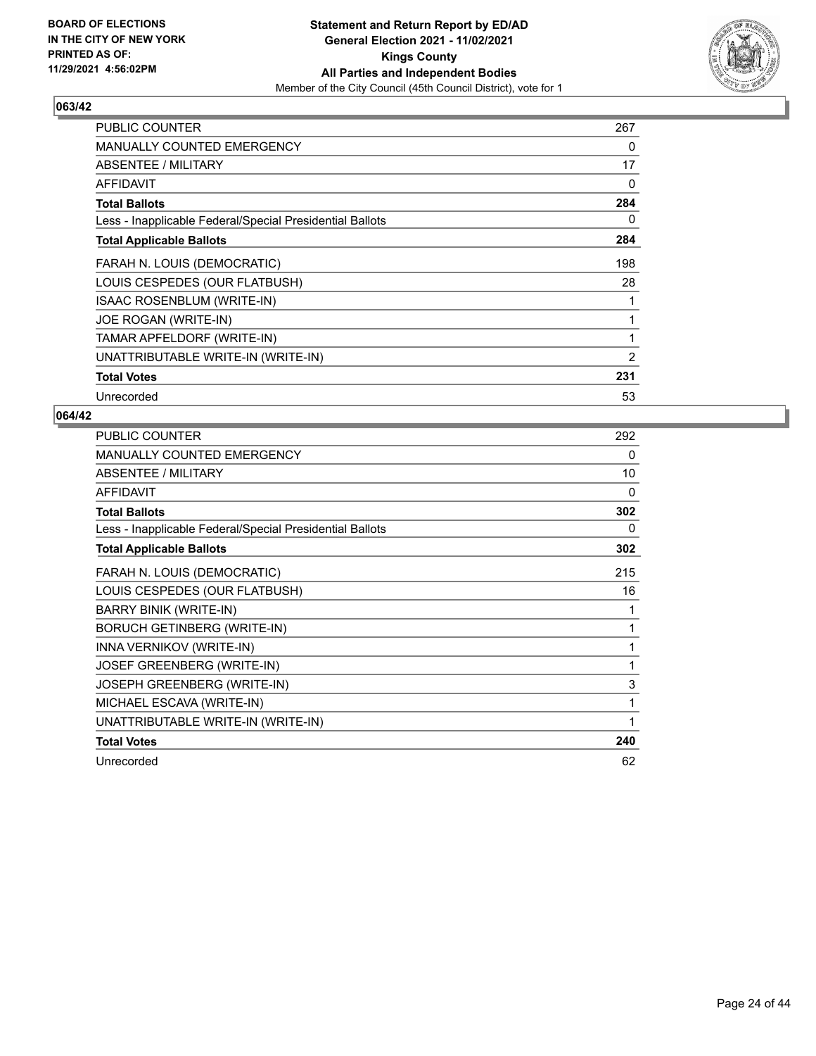BOARD OF ELECTIONS
IN THE CITY OF NEW YORK
PRINTED AS OF:
11/29/2021 4:56:02PM

**Statement and Return Report by ED/AD**
**General Election 2021 - 11/02/2021**
**Kings County**
**All Parties and Independent Bodies**
Member of the City Council (45th Council District), vote for 1

### 063/42

| | |
|---|---|
| PUBLIC COUNTER | 267 |
| MANUALLY COUNTED EMERGENCY | 0 |
| ABSENTEE / MILITARY | 17 |
| AFFIDAVIT | 0 |
| **Total Ballots** | **284** |
| Less - Inapplicable Federal/Special Presidential Ballots | 0 |
| **Total Applicable Ballots** | **284** |
| FARAH N. LOUIS (DEMOCRATIC) | 198 |
| LOUIS CESPEDES (OUR FLATBUSH) | 28 |
| ISAAC ROSENBLUM (WRITE-IN) | 1 |
| JOE ROGAN (WRITE-IN) | 1 |
| TAMAR APFELDORF (WRITE-IN) | 1 |
| UNATTRIBUTABLE WRITE-IN (WRITE-IN) | 2 |
| **Total Votes** | **231** |
| Unrecorded | 53 |

### 064/42

| | |
|---|---|
| PUBLIC COUNTER | 292 |
| MANUALLY COUNTED EMERGENCY | 0 |
| ABSENTEE / MILITARY | 10 |
| AFFIDAVIT | 0 |
| **Total Ballots** | **302** |
| Less - Inapplicable Federal/Special Presidential Ballots | 0 |
| **Total Applicable Ballots** | **302** |
| FARAH N. LOUIS (DEMOCRATIC) | 215 |
| LOUIS CESPEDES (OUR FLATBUSH) | 16 |
| BARRY BINIK (WRITE-IN) | 1 |
| BORUCH GETINBERG (WRITE-IN) | 1 |
| INNA VERNIKOV (WRITE-IN) | 1 |
| JOSEF GREENBERG (WRITE-IN) | 1 |
| JOSEPH GREENBERG (WRITE-IN) | 3 |
| MICHAEL ESCAVA (WRITE-IN) | 1 |
| UNATTRIBUTABLE WRITE-IN (WRITE-IN) | 1 |
| **Total Votes** | **240** |
| Unrecorded | 62 |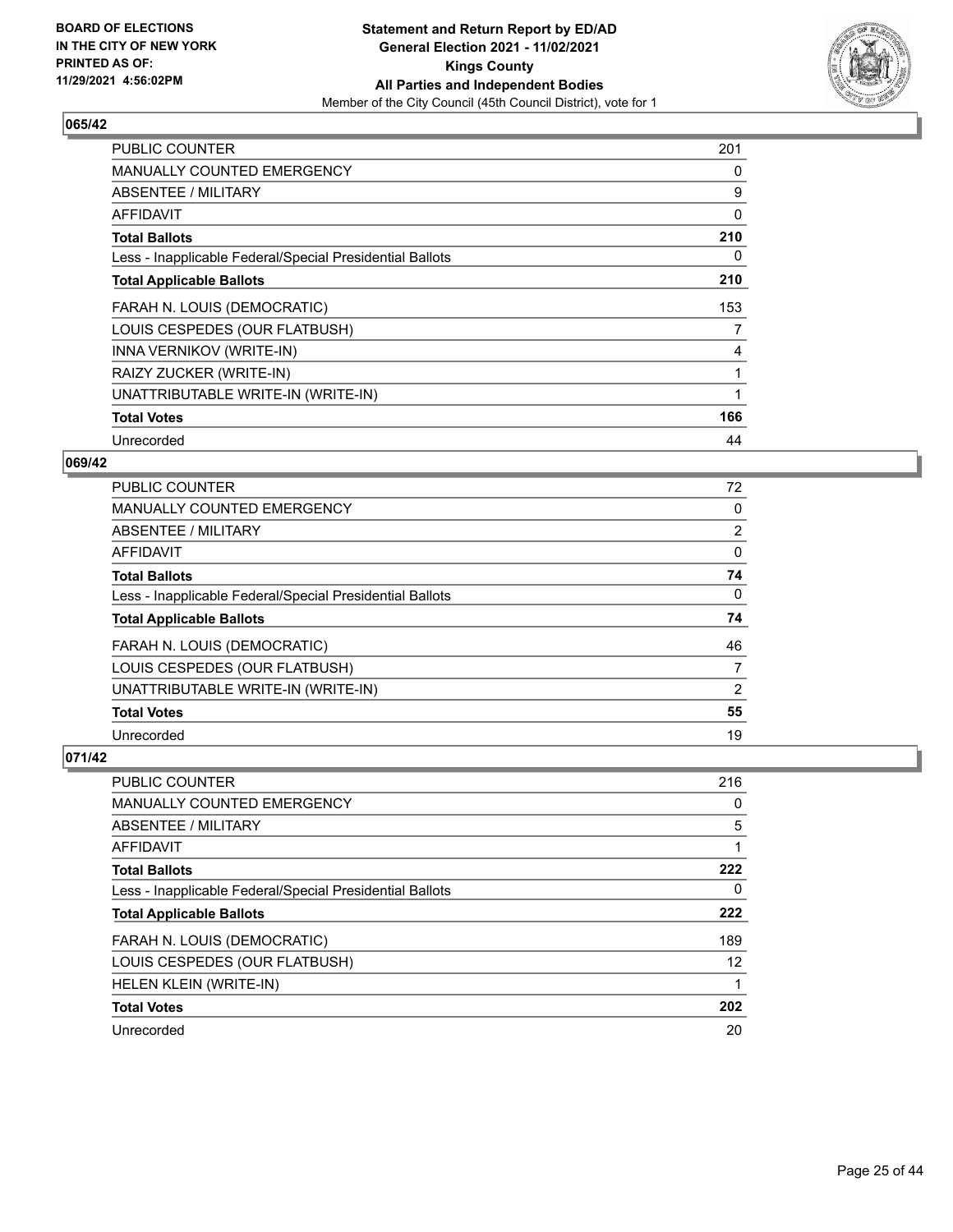**BOARD OF ELECTIONS IN THE CITY OF NEW YORK PRINTED AS OF: 11/29/2021 4:56:02PM**

**Statement and Return Report by ED/AD General Election 2021 - 11/02/2021 Kings County All Parties and Independent Bodies**
Member of the City Council (45th Council District), vote for 1

## 065/42

| | |
|---|---|
| PUBLIC COUNTER | 201 |
| MANUALLY COUNTED EMERGENCY | 0 |
| ABSENTEE / MILITARY | 9 |
| AFFIDAVIT | 0 |
| **Total Ballots** | **210** |
| Less - Inapplicable Federal/Special Presidential Ballots | 0 |
| **Total Applicable Ballots** | **210** |
| FARAH N. LOUIS (DEMOCRATIC) | 153 |
| LOUIS CESPEDES (OUR FLATBUSH) | 7 |
| INNA VERNIKOV (WRITE-IN) | 4 |
| RAIZY ZUCKER (WRITE-IN) | 1 |
| UNATTRIBUTABLE WRITE-IN (WRITE-IN) | 1 |
| **Total Votes** | **166** |
| Unrecorded | 44 |

## 069/42

| | |
|---|---|
| PUBLIC COUNTER | 72 |
| MANUALLY COUNTED EMERGENCY | 0 |
| ABSENTEE / MILITARY | 2 |
| AFFIDAVIT | 0 |
| **Total Ballots** | **74** |
| Less - Inapplicable Federal/Special Presidential Ballots | 0 |
| **Total Applicable Ballots** | **74** |
| FARAH N. LOUIS (DEMOCRATIC) | 46 |
| LOUIS CESPEDES (OUR FLATBUSH) | 7 |
| UNATTRIBUTABLE WRITE-IN (WRITE-IN) | 2 |
| **Total Votes** | **55** |
| Unrecorded | 19 |

## 071/42

| | |
|---|---|
| PUBLIC COUNTER | 216 |
| MANUALLY COUNTED EMERGENCY | 0 |
| ABSENTEE / MILITARY | 5 |
| AFFIDAVIT | 1 |
| **Total Ballots** | **222** |
| Less - Inapplicable Federal/Special Presidential Ballots | 0 |
| **Total Applicable Ballots** | **222** |
| FARAH N. LOUIS (DEMOCRATIC) | 189 |
| LOUIS CESPEDES (OUR FLATBUSH) | 12 |
| HELEN KLEIN (WRITE-IN) | 1 |
| **Total Votes** | **202** |
| Unrecorded | 20 |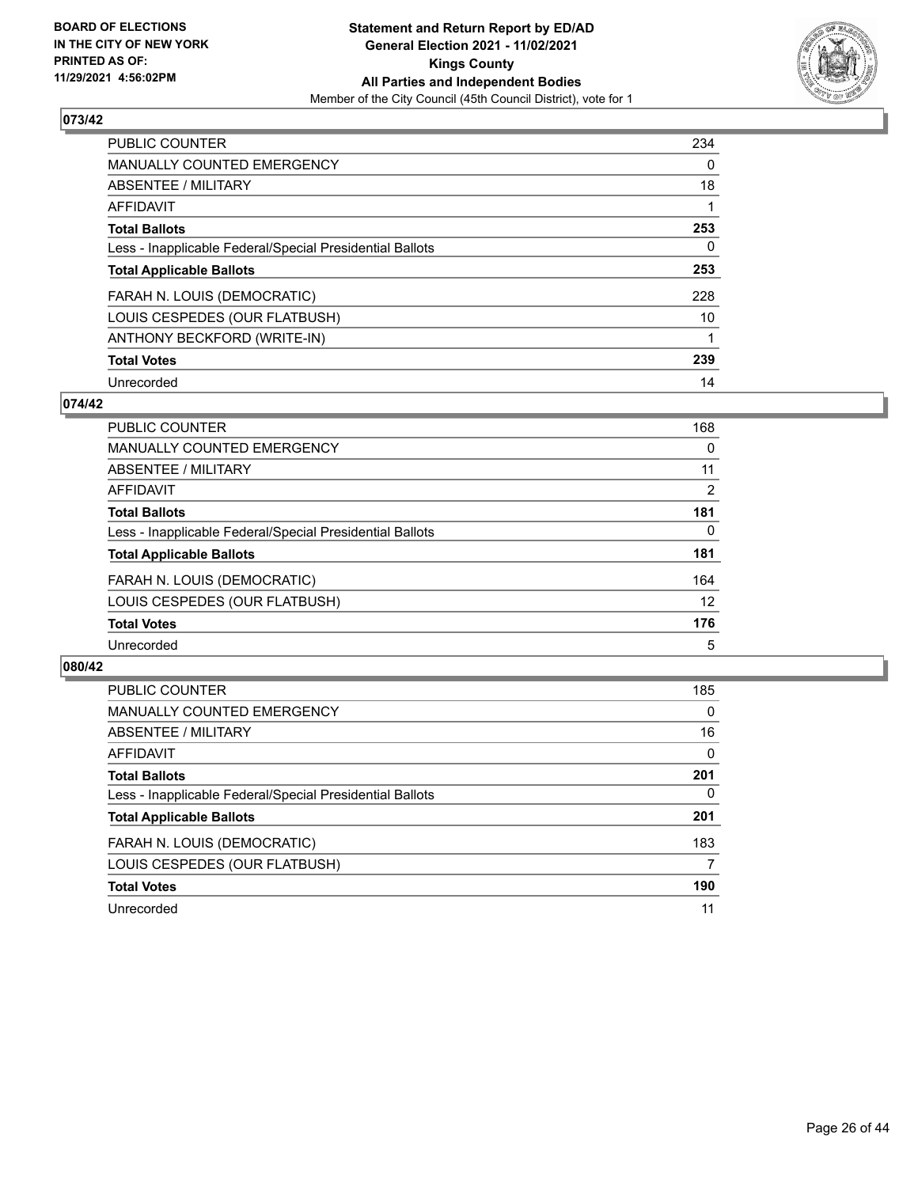BOARD OF ELECTIONS
IN THE CITY OF NEW YORK
PRINTED AS OF:
11/29/2021 4:56:02PM

**Statement and Return Report by ED/AD**
**General Election 2021 - 11/02/2021**
**Kings County**
**All Parties and Independent Bodies**
Member of the City Council (45th Council District), vote for 1

## 073/42

| | |
|---|---|
| PUBLIC COUNTER | 234 |
| MANUALLY COUNTED EMERGENCY | 0 |
| ABSENTEE / MILITARY | 18 |
| AFFIDAVIT | 1 |
| **Total Ballots** | **253** |
| Less - Inapplicable Federal/Special Presidential Ballots | 0 |
| **Total Applicable Ballots** | **253** |
| FARAH N. LOUIS (DEMOCRATIC) | 228 |
| LOUIS CESPEDES (OUR FLATBUSH) | 10 |
| ANTHONY BECKFORD (WRITE-IN) | 1 |
| **Total Votes** | **239** |
| Unrecorded | 14 |

## 074/42

| | |
|---|---|
| PUBLIC COUNTER | 168 |
| MANUALLY COUNTED EMERGENCY | 0 |
| ABSENTEE / MILITARY | 11 |
| AFFIDAVIT | 2 |
| **Total Ballots** | **181** |
| Less - Inapplicable Federal/Special Presidential Ballots | 0 |
| **Total Applicable Ballots** | **181** |
| FARAH N. LOUIS (DEMOCRATIC) | 164 |
| LOUIS CESPEDES (OUR FLATBUSH) | 12 |
| **Total Votes** | **176** |
| Unrecorded | 5 |

## 080/42

| | |
|---|---|
| PUBLIC COUNTER | 185 |
| MANUALLY COUNTED EMERGENCY | 0 |
| ABSENTEE / MILITARY | 16 |
| AFFIDAVIT | 0 |
| **Total Ballots** | **201** |
| Less - Inapplicable Federal/Special Presidential Ballots | 0 |
| **Total Applicable Ballots** | **201** |
| FARAH N. LOUIS (DEMOCRATIC) | 183 |
| LOUIS CESPEDES (OUR FLATBUSH) | 7 |
| **Total Votes** | **190** |
| Unrecorded | 11 |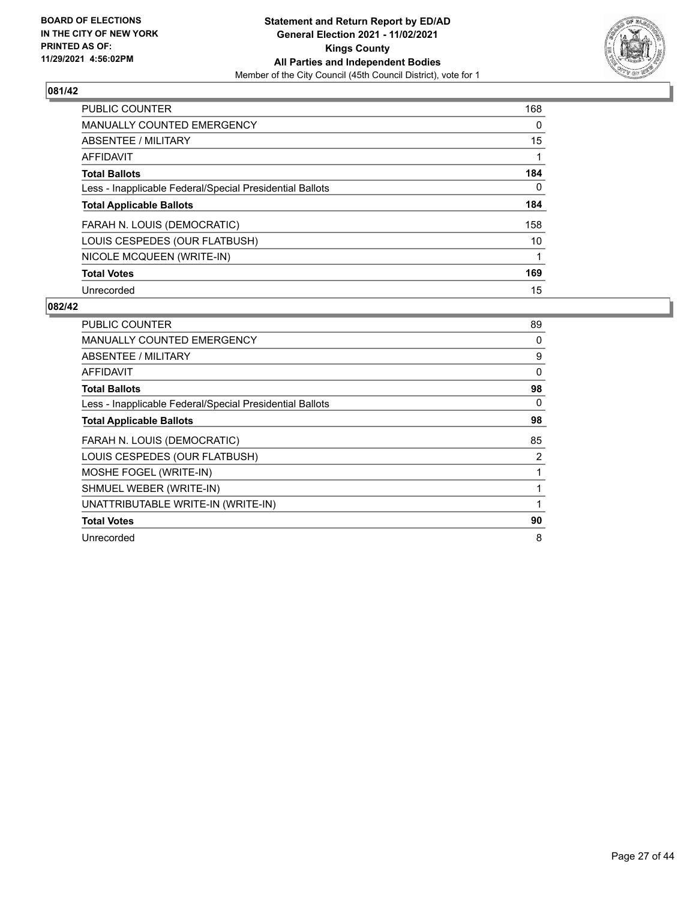BOARD OF ELECTIONS
IN THE CITY OF NEW YORK
PRINTED AS OF:
11/29/2021 4:56:02PM

**Statement and Return Report by ED/AD**
**General Election 2021 - 11/02/2021**
**Kings County**
**All Parties and Independent Bodies**
Member of the City Council (45th Council District), vote for 1

## 081/42

| | |
|---|---|
| PUBLIC COUNTER | 168 |
| MANUALLY COUNTED EMERGENCY | 0 |
| ABSENTEE / MILITARY | 15 |
| AFFIDAVIT | 1 |
| **Total Ballots** | **184** |
| Less - Inapplicable Federal/Special Presidential Ballots | 0 |
| **Total Applicable Ballots** | **184** |
| FARAH N. LOUIS (DEMOCRATIC) | 158 |
| LOUIS CESPEDES (OUR FLATBUSH) | 10 |
| NICOLE MCQUEEN (WRITE-IN) | 1 |
| **Total Votes** | **169** |
| Unrecorded | 15 |

## 082/42

| | |
|---|---|
| PUBLIC COUNTER | 89 |
| MANUALLY COUNTED EMERGENCY | 0 |
| ABSENTEE / MILITARY | 9 |
| AFFIDAVIT | 0 |
| **Total Ballots** | **98** |
| Less - Inapplicable Federal/Special Presidential Ballots | 0 |
| **Total Applicable Ballots** | **98** |
| FARAH N. LOUIS (DEMOCRATIC) | 85 |
| LOUIS CESPEDES (OUR FLATBUSH) | 2 |
| MOSHE FOGEL (WRITE-IN) | 1 |
| SHMUEL WEBER (WRITE-IN) | 1 |
| UNATTRIBUTABLE WRITE-IN (WRITE-IN) | 1 |
| **Total Votes** | **90** |
| Unrecorded | 8 |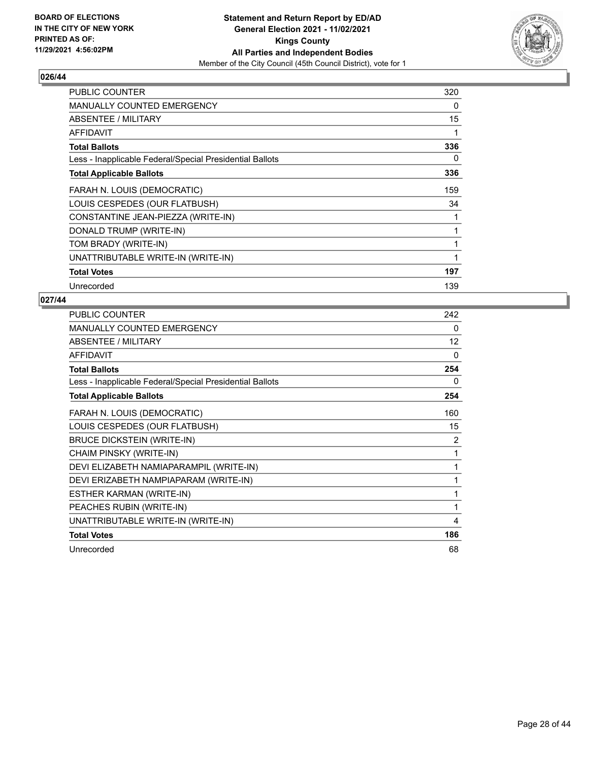**BOARD OF ELECTIONS IN THE CITY OF NEW YORK PRINTED AS OF: 11/29/2021 4:56:02PM**

**Statement and Return Report by ED/AD**
**General Election 2021 - 11/02/2021**
**Kings County**
**All Parties and Independent Bodies**
Member of the City Council (45th Council District), vote for 1

### 026/44

| | |
|---|---|
| PUBLIC COUNTER | 320 |
| MANUALLY COUNTED EMERGENCY | 0 |
| ABSENTEE / MILITARY | 15 |
| AFFIDAVIT | 1 |
| **Total Ballots** | **336** |
| Less - Inapplicable Federal/Special Presidential Ballots | 0 |
| **Total Applicable Ballots** | **336** |
| FARAH N. LOUIS (DEMOCRATIC) | 159 |
| LOUIS CESPEDES (OUR FLATBUSH) | 34 |
| CONSTANTINE JEAN-PIEZZA (WRITE-IN) | 1 |
| DONALD TRUMP (WRITE-IN) | 1 |
| TOM BRADY (WRITE-IN) | 1 |
| UNATTRIBUTABLE WRITE-IN (WRITE-IN) | 1 |
| **Total Votes** | **197** |
| Unrecorded | 139 |

### 027/44

| | |
|---|---|
| PUBLIC COUNTER | 242 |
| MANUALLY COUNTED EMERGENCY | 0 |
| ABSENTEE / MILITARY | 12 |
| AFFIDAVIT | 0 |
| **Total Ballots** | **254** |
| Less - Inapplicable Federal/Special Presidential Ballots | 0 |
| **Total Applicable Ballots** | **254** |
| FARAH N. LOUIS (DEMOCRATIC) | 160 |
| LOUIS CESPEDES (OUR FLATBUSH) | 15 |
| BRUCE DICKSTEIN (WRITE-IN) | 2 |
| CHAIM PINSKY (WRITE-IN) | 1 |
| DEVI ELIZABETH NAMIAPARAMPIL (WRITE-IN) | 1 |
| DEVI ERIZABETH NAMPIAPARAM (WRITE-IN) | 1 |
| ESTHER KARMAN (WRITE-IN) | 1 |
| PEACHES RUBIN (WRITE-IN) | 1 |
| UNATTRIBUTABLE WRITE-IN (WRITE-IN) | 4 |
| **Total Votes** | **186** |
| Unrecorded | 68 |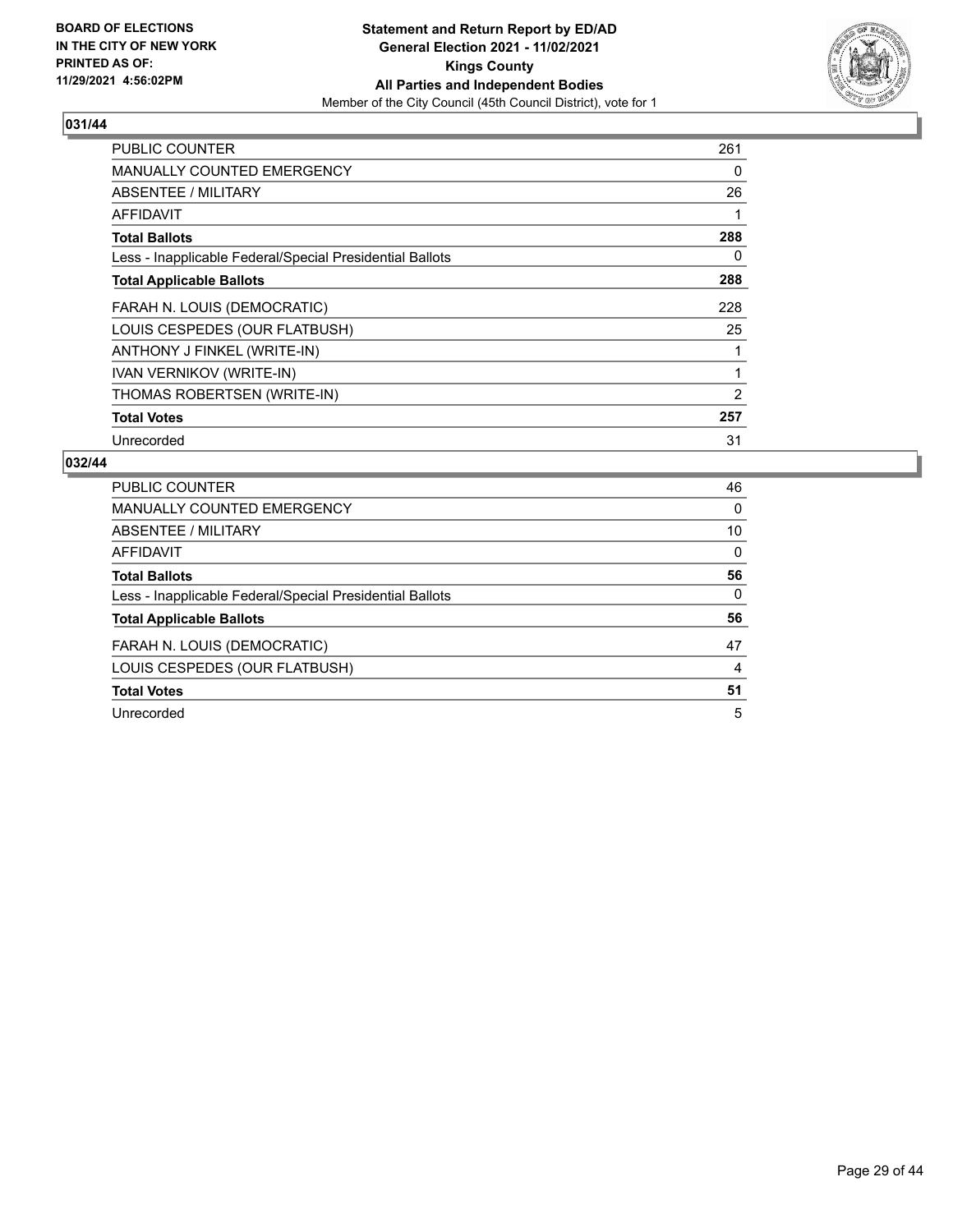## 031/44

| | |
|---|---|
| PUBLIC COUNTER | 261 |
| MANUALLY COUNTED EMERGENCY | 0 |
| ABSENTEE / MILITARY | 26 |
| AFFIDAVIT | 1 |
| **Total Ballots** | **288** |
| Less - Inapplicable Federal/Special Presidential Ballots | 0 |
| **Total Applicable Ballots** | **288** |
| FARAH N. LOUIS (DEMOCRATIC) | 228 |
| LOUIS CESPEDES (OUR FLATBUSH) | 25 |
| ANTHONY J FINKEL (WRITE-IN) | 1 |
| IVAN VERNIKOV (WRITE-IN) | 1 |
| THOMAS ROBERTSEN (WRITE-IN) | 2 |
| **Total Votes** | **257** |
| Unrecorded | 31 |

## 032/44

| | |
|---|---|
| PUBLIC COUNTER | 46 |
| MANUALLY COUNTED EMERGENCY | 0 |
| ABSENTEE / MILITARY | 10 |
| AFFIDAVIT | 0 |
| **Total Ballots** | **56** |
| Less - Inapplicable Federal/Special Presidential Ballots | 0 |
| **Total Applicable Ballots** | **56** |
| FARAH N. LOUIS (DEMOCRATIC) | 47 |
| LOUIS CESPEDES (OUR FLATBUSH) | 4 |
| **Total Votes** | **51** |
| Unrecorded | 5 |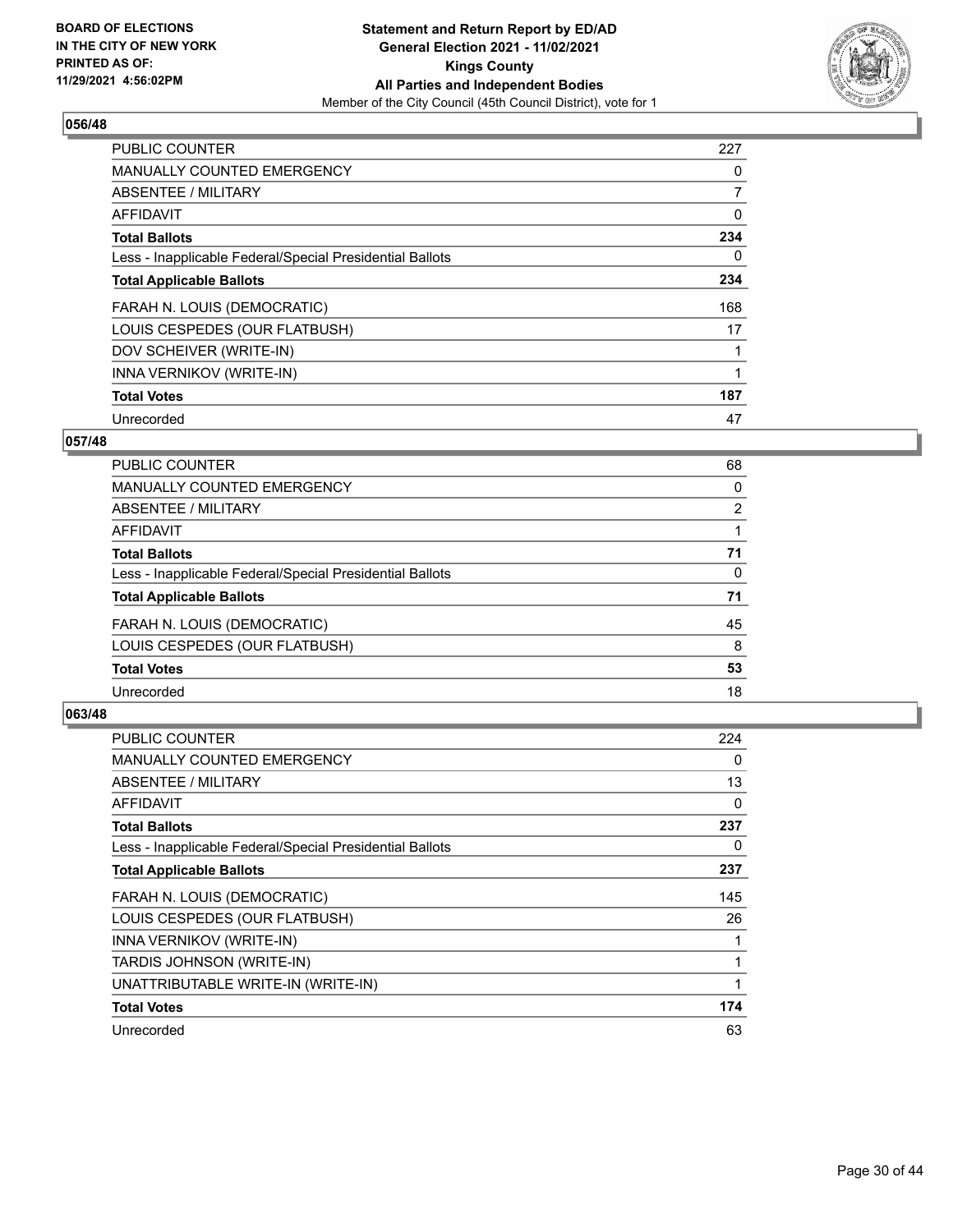**BOARD OF ELECTIONS IN THE CITY OF NEW YORK PRINTED AS OF: 11/29/2021 4:56:02PM**

**Statement and Return Report by ED/AD General Election 2021 - 11/02/2021 Kings County All Parties and Independent Bodies**
Member of the City Council (45th Council District), vote for 1

## 056/48

| | |
|---|---|
| PUBLIC COUNTER | 227 |
| MANUALLY COUNTED EMERGENCY | 0 |
| ABSENTEE / MILITARY | 7 |
| AFFIDAVIT | 0 |
| **Total Ballots** | **234** |
| Less - Inapplicable Federal/Special Presidential Ballots | 0 |
| **Total Applicable Ballots** | **234** |
| FARAH N. LOUIS (DEMOCRATIC) | 168 |
| LOUIS CESPEDES (OUR FLATBUSH) | 17 |
| DOV SCHEIVER (WRITE-IN) | 1 |
| INNA VERNIKOV (WRITE-IN) | 1 |
| **Total Votes** | **187** |
| Unrecorded | 47 |

## 057/48

| | |
|---|---|
| PUBLIC COUNTER | 68 |
| MANUALLY COUNTED EMERGENCY | 0 |
| ABSENTEE / MILITARY | 2 |
| AFFIDAVIT | 1 |
| **Total Ballots** | **71** |
| Less - Inapplicable Federal/Special Presidential Ballots | 0 |
| **Total Applicable Ballots** | **71** |
| FARAH N. LOUIS (DEMOCRATIC) | 45 |
| LOUIS CESPEDES (OUR FLATBUSH) | 8 |
| **Total Votes** | **53** |
| Unrecorded | 18 |

## 063/48

| | |
|---|---|
| PUBLIC COUNTER | 224 |
| MANUALLY COUNTED EMERGENCY | 0 |
| ABSENTEE / MILITARY | 13 |
| AFFIDAVIT | 0 |
| **Total Ballots** | **237** |
| Less - Inapplicable Federal/Special Presidential Ballots | 0 |
| **Total Applicable Ballots** | **237** |
| FARAH N. LOUIS (DEMOCRATIC) | 145 |
| LOUIS CESPEDES (OUR FLATBUSH) | 26 |
| INNA VERNIKOV (WRITE-IN) | 1 |
| TARDIS JOHNSON (WRITE-IN) | 1 |
| UNATTRIBUTABLE WRITE-IN (WRITE-IN) | 1 |
| **Total Votes** | **174** |
| Unrecorded | 63 |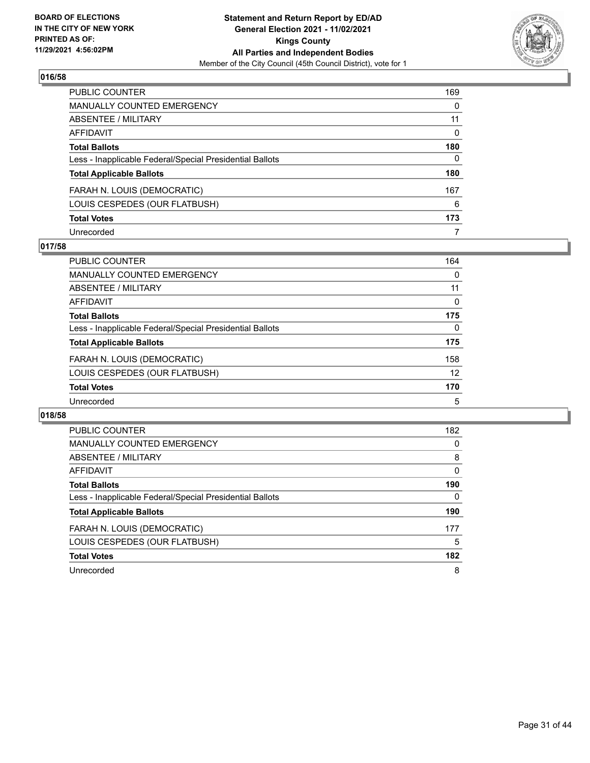## 016/58

| | |
|---|---|
| PUBLIC COUNTER | 169 |
| MANUALLY COUNTED EMERGENCY | 0 |
| ABSENTEE / MILITARY | 11 |
| AFFIDAVIT | 0 |
| **Total Ballots** | **180** |
| Less - Inapplicable Federal/Special Presidential Ballots | 0 |
| **Total Applicable Ballots** | **180** |
| FARAH N. LOUIS (DEMOCRATIC) | 167 |
| LOUIS CESPEDES (OUR FLATBUSH) | 6 |
| **Total Votes** | **173** |
| Unrecorded | 7 |

## 017/58

| | |
|---|---|
| PUBLIC COUNTER | 164 |
| MANUALLY COUNTED EMERGENCY | 0 |
| ABSENTEE / MILITARY | 11 |
| AFFIDAVIT | 0 |
| **Total Ballots** | **175** |
| Less - Inapplicable Federal/Special Presidential Ballots | 0 |
| **Total Applicable Ballots** | **175** |
| FARAH N. LOUIS (DEMOCRATIC) | 158 |
| LOUIS CESPEDES (OUR FLATBUSH) | 12 |
| **Total Votes** | **170** |
| Unrecorded | 5 |

## 018/58

| | |
|---|---|
| PUBLIC COUNTER | 182 |
| MANUALLY COUNTED EMERGENCY | 0 |
| ABSENTEE / MILITARY | 8 |
| AFFIDAVIT | 0 |
| **Total Ballots** | **190** |
| Less - Inapplicable Federal/Special Presidential Ballots | 0 |
| **Total Applicable Ballots** | **190** |
| FARAH N. LOUIS (DEMOCRATIC) | 177 |
| LOUIS CESPEDES (OUR FLATBUSH) | 5 |
| **Total Votes** | **182** |
| Unrecorded | 8 |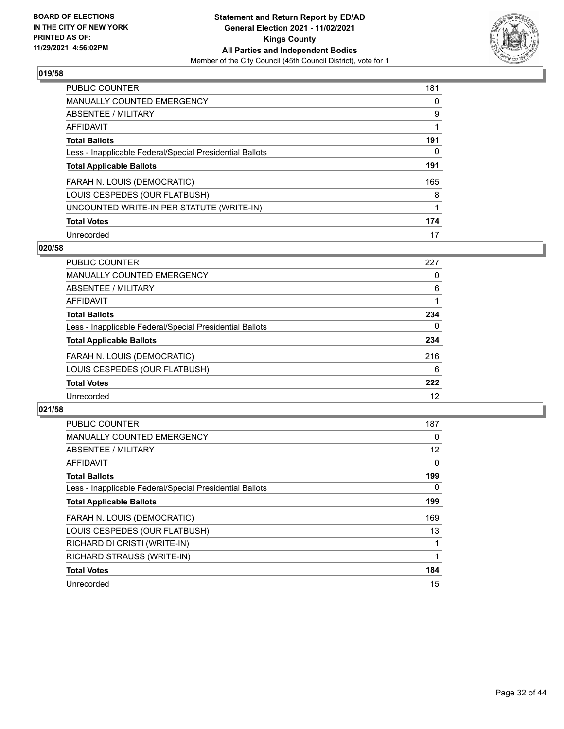BOARD OF ELECTIONS
IN THE CITY OF NEW YORK
PRINTED AS OF:
11/29/2021 4:56:02PM

**Statement and Return Report by ED/AD**
**General Election 2021 - 11/02/2021**
**Kings County**
**All Parties and Independent Bodies**
Member of the City Council (45th Council District), vote for 1

## 019/58

| | |
|---|---|
| PUBLIC COUNTER | 181 |
| MANUALLY COUNTED EMERGENCY | 0 |
| ABSENTEE / MILITARY | 9 |
| AFFIDAVIT | 1 |
| **Total Ballots** | **191** |
| Less - Inapplicable Federal/Special Presidential Ballots | 0 |
| **Total Applicable Ballots** | **191** |
| FARAH N. LOUIS (DEMOCRATIC) | 165 |
| LOUIS CESPEDES (OUR FLATBUSH) | 8 |
| UNCOUNTED WRITE-IN PER STATUTE (WRITE-IN) | 1 |
| **Total Votes** | **174** |
| Unrecorded | 17 |

## 020/58

| | |
|---|---|
| PUBLIC COUNTER | 227 |
| MANUALLY COUNTED EMERGENCY | 0 |
| ABSENTEE / MILITARY | 6 |
| AFFIDAVIT | 1 |
| **Total Ballots** | **234** |
| Less - Inapplicable Federal/Special Presidential Ballots | 0 |
| **Total Applicable Ballots** | **234** |
| FARAH N. LOUIS (DEMOCRATIC) | 216 |
| LOUIS CESPEDES (OUR FLATBUSH) | 6 |
| **Total Votes** | **222** |
| Unrecorded | 12 |

## 021/58

| | |
|---|---|
| PUBLIC COUNTER | 187 |
| MANUALLY COUNTED EMERGENCY | 0 |
| ABSENTEE / MILITARY | 12 |
| AFFIDAVIT | 0 |
| **Total Ballots** | **199** |
| Less - Inapplicable Federal/Special Presidential Ballots | 0 |
| **Total Applicable Ballots** | **199** |
| FARAH N. LOUIS (DEMOCRATIC) | 169 |
| LOUIS CESPEDES (OUR FLATBUSH) | 13 |
| RICHARD DI CRISTI (WRITE-IN) | 1 |
| RICHARD STRAUSS (WRITE-IN) | 1 |
| **Total Votes** | **184** |
| Unrecorded | 15 |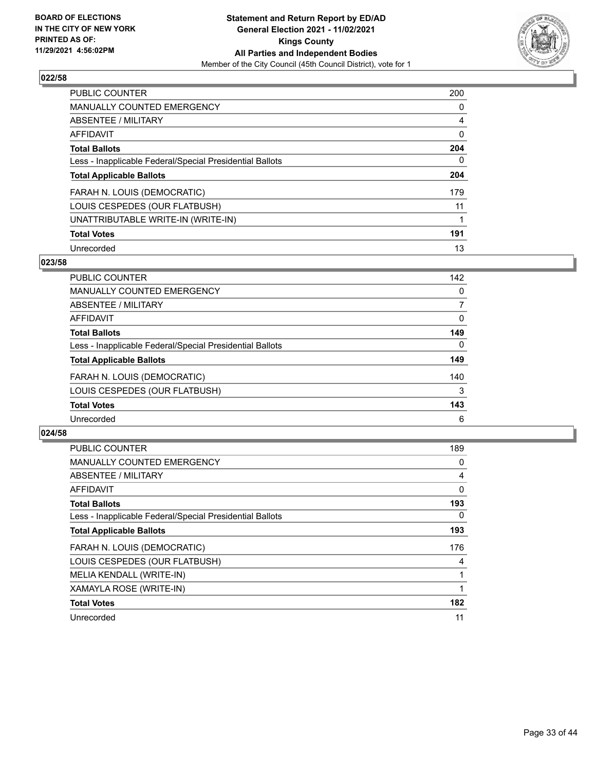**BOARD OF ELECTIONS IN THE CITY OF NEW YORK PRINTED AS OF: 11/29/2021 4:56:02PM**

**Statement and Return Report by ED/AD General Election 2021 - 11/02/2021 Kings County All Parties and Independent Bodies**
Member of the City Council (45th Council District), vote for 1

### 022/58

| | |
|---|---|
| PUBLIC COUNTER | 200 |
| MANUALLY COUNTED EMERGENCY | 0 |
| ABSENTEE / MILITARY | 4 |
| AFFIDAVIT | 0 |
| **Total Ballots** | **204** |
| Less - Inapplicable Federal/Special Presidential Ballots | 0 |
| **Total Applicable Ballots** | **204** |
| FARAH N. LOUIS (DEMOCRATIC) | 179 |
| LOUIS CESPEDES (OUR FLATBUSH) | 11 |
| UNATTRIBUTABLE WRITE-IN (WRITE-IN) | 1 |
| **Total Votes** | **191** |
| Unrecorded | 13 |

### 023/58

| | |
|---|---|
| PUBLIC COUNTER | 142 |
| MANUALLY COUNTED EMERGENCY | 0 |
| ABSENTEE / MILITARY | 7 |
| AFFIDAVIT | 0 |
| **Total Ballots** | **149** |
| Less - Inapplicable Federal/Special Presidential Ballots | 0 |
| **Total Applicable Ballots** | **149** |
| FARAH N. LOUIS (DEMOCRATIC) | 140 |
| LOUIS CESPEDES (OUR FLATBUSH) | 3 |
| **Total Votes** | **143** |
| Unrecorded | 6 |

### 024/58

| | |
|---|---|
| PUBLIC COUNTER | 189 |
| MANUALLY COUNTED EMERGENCY | 0 |
| ABSENTEE / MILITARY | 4 |
| AFFIDAVIT | 0 |
| **Total Ballots** | **193** |
| Less - Inapplicable Federal/Special Presidential Ballots | 0 |
| **Total Applicable Ballots** | **193** |
| FARAH N. LOUIS (DEMOCRATIC) | 176 |
| LOUIS CESPEDES (OUR FLATBUSH) | 4 |
| MELIA KENDALL (WRITE-IN) | 1 |
| XAMAYLA ROSE (WRITE-IN) | 1 |
| **Total Votes** | **182** |
| Unrecorded | 11 |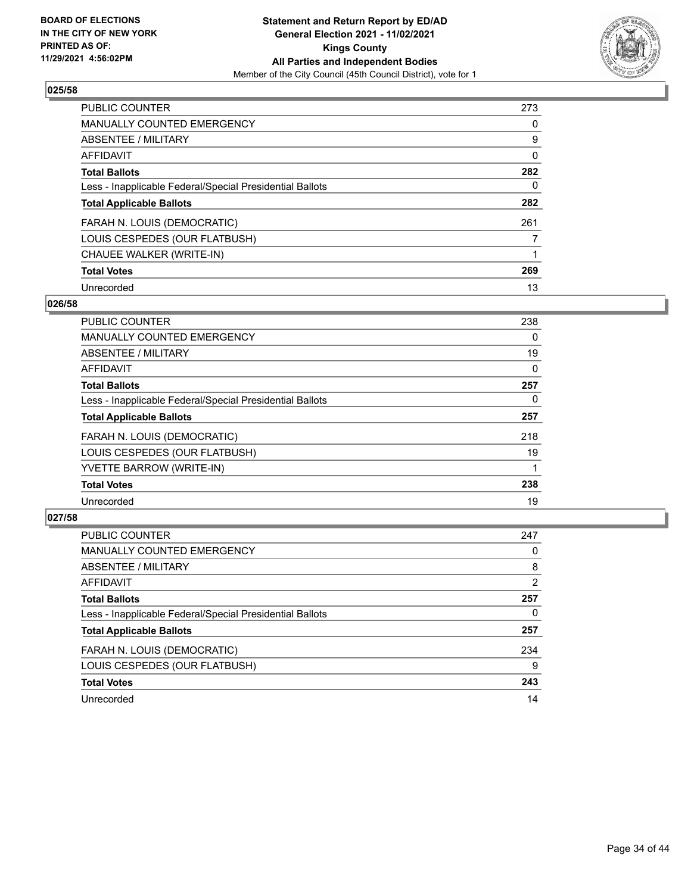**BOARD OF ELECTIONS IN THE CITY OF NEW YORK PRINTED AS OF: 11/29/2021 4:56:02PM**

**Statement and Return Report by ED/AD General Election 2021 - 11/02/2021 Kings County All Parties and Independent Bodies**

Member of the City Council (45th Council District), vote for 1

### 025/58

| | |
|---|---|
| PUBLIC COUNTER | 273 |
| MANUALLY COUNTED EMERGENCY | 0 |
| ABSENTEE / MILITARY | 9 |
| AFFIDAVIT | 0 |
| **Total Ballots** | **282** |
| Less - Inapplicable Federal/Special Presidential Ballots | 0 |
| **Total Applicable Ballots** | **282** |
| FARAH N. LOUIS (DEMOCRATIC) | 261 |
| LOUIS CESPEDES (OUR FLATBUSH) | 7 |
| CHAUEE WALKER (WRITE-IN) | 1 |
| **Total Votes** | **269** |
| Unrecorded | 13 |

### 026/58

| | |
|---|---|
| PUBLIC COUNTER | 238 |
| MANUALLY COUNTED EMERGENCY | 0 |
| ABSENTEE / MILITARY | 19 |
| AFFIDAVIT | 0 |
| **Total Ballots** | **257** |
| Less - Inapplicable Federal/Special Presidential Ballots | 0 |
| **Total Applicable Ballots** | **257** |
| FARAH N. LOUIS (DEMOCRATIC) | 218 |
| LOUIS CESPEDES (OUR FLATBUSH) | 19 |
| YVETTE BARROW (WRITE-IN) | 1 |
| **Total Votes** | **238** |
| Unrecorded | 19 |

### 027/58

| | |
|---|---|
| PUBLIC COUNTER | 247 |
| MANUALLY COUNTED EMERGENCY | 0 |
| ABSENTEE / MILITARY | 8 |
| AFFIDAVIT | 2 |
| **Total Ballots** | **257** |
| Less - Inapplicable Federal/Special Presidential Ballots | 0 |
| **Total Applicable Ballots** | **257** |
| FARAH N. LOUIS (DEMOCRATIC) | 234 |
| LOUIS CESPEDES (OUR FLATBUSH) | 9 |
| **Total Votes** | **243** |
| Unrecorded | 14 |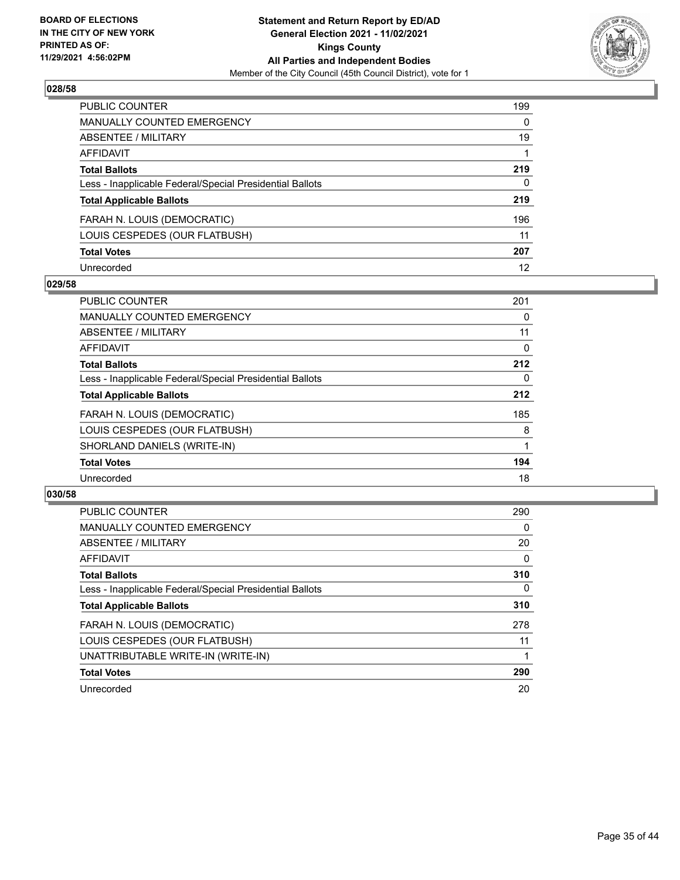**BOARD OF ELECTIONS IN THE CITY OF NEW YORK PRINTED AS OF: 11/29/2021 4:56:02PM**

**Statement and Return Report by ED/AD General Election 2021 - 11/02/2021 Kings County All Parties and Independent Bodies**
Member of the City Council (45th Council District), vote for 1

## 028/58

| | |
|---|---|
| PUBLIC COUNTER | 199 |
| MANUALLY COUNTED EMERGENCY | 0 |
| ABSENTEE / MILITARY | 19 |
| AFFIDAVIT | 1 |
| **Total Ballots** | **219** |
| Less - Inapplicable Federal/Special Presidential Ballots | 0 |
| **Total Applicable Ballots** | **219** |
| FARAH N. LOUIS (DEMOCRATIC) | 196 |
| LOUIS CESPEDES (OUR FLATBUSH) | 11 |
| **Total Votes** | **207** |
| Unrecorded | 12 |

## 029/58

| | |
|---|---|
| PUBLIC COUNTER | 201 |
| MANUALLY COUNTED EMERGENCY | 0 |
| ABSENTEE / MILITARY | 11 |
| AFFIDAVIT | 0 |
| **Total Ballots** | **212** |
| Less - Inapplicable Federal/Special Presidential Ballots | 0 |
| **Total Applicable Ballots** | **212** |
| FARAH N. LOUIS (DEMOCRATIC) | 185 |
| LOUIS CESPEDES (OUR FLATBUSH) | 8 |
| SHORLAND DANIELS (WRITE-IN) | 1 |
| **Total Votes** | **194** |
| Unrecorded | 18 |

## 030/58

| | |
|---|---|
| PUBLIC COUNTER | 290 |
| MANUALLY COUNTED EMERGENCY | 0 |
| ABSENTEE / MILITARY | 20 |
| AFFIDAVIT | 0 |
| **Total Ballots** | **310** |
| Less - Inapplicable Federal/Special Presidential Ballots | 0 |
| **Total Applicable Ballots** | **310** |
| FARAH N. LOUIS (DEMOCRATIC) | 278 |
| LOUIS CESPEDES (OUR FLATBUSH) | 11 |
| UNATTRIBUTABLE WRITE-IN (WRITE-IN) | 1 |
| **Total Votes** | **290** |
| Unrecorded | 20 |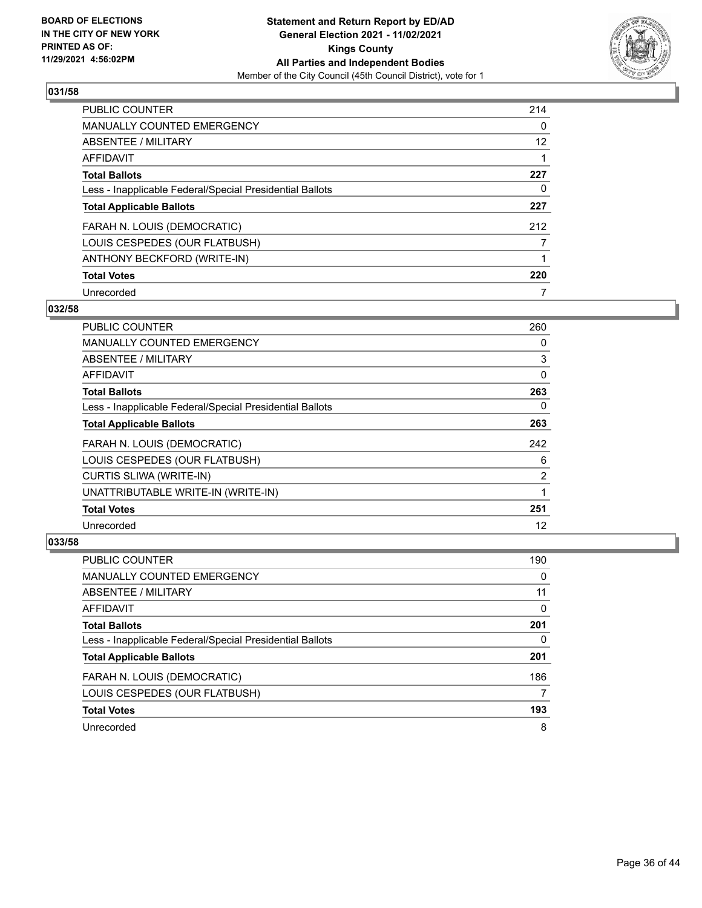**BOARD OF ELECTIONS IN THE CITY OF NEW YORK PRINTED AS OF: 11/29/2021 4:56:02PM**

**Statement and Return Report by ED/AD General Election 2021 - 11/02/2021 Kings County All Parties and Independent Bodies**
Member of the City Council (45th Council District), vote for 1

## 031/58

| | |
|---|---|
| PUBLIC COUNTER | 214 |
| MANUALLY COUNTED EMERGENCY | 0 |
| ABSENTEE / MILITARY | 12 |
| AFFIDAVIT | 1 |
| **Total Ballots** | **227** |
| Less - Inapplicable Federal/Special Presidential Ballots | 0 |
| **Total Applicable Ballots** | **227** |
| FARAH N. LOUIS (DEMOCRATIC) | 212 |
| LOUIS CESPEDES (OUR FLATBUSH) | 7 |
| ANTHONY BECKFORD (WRITE-IN) | 1 |
| **Total Votes** | **220** |
| Unrecorded | 7 |

## 032/58

| | |
|---|---|
| PUBLIC COUNTER | 260 |
| MANUALLY COUNTED EMERGENCY | 0 |
| ABSENTEE / MILITARY | 3 |
| AFFIDAVIT | 0 |
| **Total Ballots** | **263** |
| Less - Inapplicable Federal/Special Presidential Ballots | 0 |
| **Total Applicable Ballots** | **263** |
| FARAH N. LOUIS (DEMOCRATIC) | 242 |
| LOUIS CESPEDES (OUR FLATBUSH) | 6 |
| CURTIS SLIWA (WRITE-IN) | 2 |
| UNATTRIBUTABLE WRITE-IN (WRITE-IN) | 1 |
| **Total Votes** | **251** |
| Unrecorded | 12 |

## 033/58

| | |
|---|---|
| PUBLIC COUNTER | 190 |
| MANUALLY COUNTED EMERGENCY | 0 |
| ABSENTEE / MILITARY | 11 |
| AFFIDAVIT | 0 |
| **Total Ballots** | **201** |
| Less - Inapplicable Federal/Special Presidential Ballots | 0 |
| **Total Applicable Ballots** | **201** |
| FARAH N. LOUIS (DEMOCRATIC) | 186 |
| LOUIS CESPEDES (OUR FLATBUSH) | 7 |
| **Total Votes** | **193** |
| Unrecorded | 8 |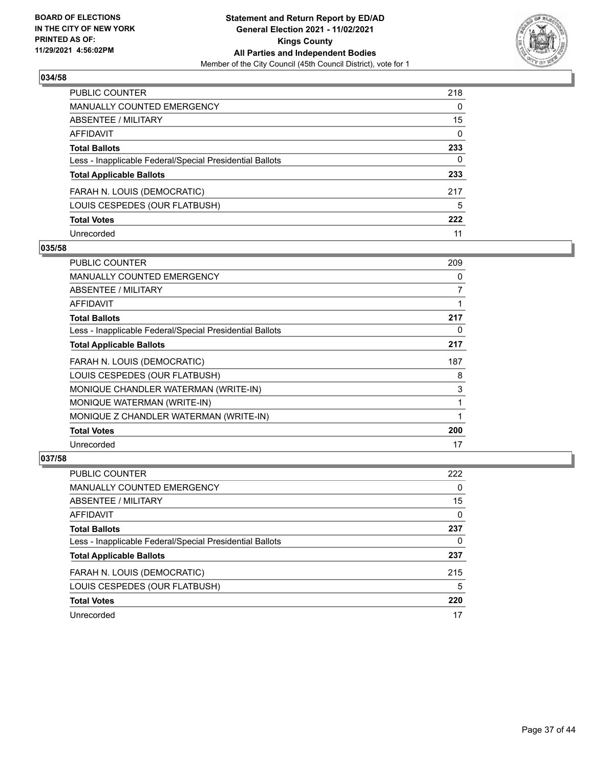BOARD OF ELECTIONS
IN THE CITY OF NEW YORK
PRINTED AS OF:
11/29/2021 4:56:02PM

**Statement and Return Report by ED/AD**
**General Election 2021 - 11/02/2021**
**Kings County**
**All Parties and Independent Bodies**
Member of the City Council (45th Council District), vote for 1

## 034/58

| | |
|---|---|
| PUBLIC COUNTER | 218 |
| MANUALLY COUNTED EMERGENCY | 0 |
| ABSENTEE / MILITARY | 15 |
| AFFIDAVIT | 0 |
| **Total Ballots** | **233** |
| Less - Inapplicable Federal/Special Presidential Ballots | 0 |
| **Total Applicable Ballots** | **233** |
| FARAH N. LOUIS (DEMOCRATIC) | 217 |
| LOUIS CESPEDES (OUR FLATBUSH) | 5 |
| **Total Votes** | **222** |
| Unrecorded | 11 |

## 035/58

| | |
|---|---|
| PUBLIC COUNTER | 209 |
| MANUALLY COUNTED EMERGENCY | 0 |
| ABSENTEE / MILITARY | 7 |
| AFFIDAVIT | 1 |
| **Total Ballots** | **217** |
| Less - Inapplicable Federal/Special Presidential Ballots | 0 |
| **Total Applicable Ballots** | **217** |
| FARAH N. LOUIS (DEMOCRATIC) | 187 |
| LOUIS CESPEDES (OUR FLATBUSH) | 8 |
| MONIQUE CHANDLER WATERMAN (WRITE-IN) | 3 |
| MONIQUE WATERMAN (WRITE-IN) | 1 |
| MONIQUE Z CHANDLER WATERMAN (WRITE-IN) | 1 |
| **Total Votes** | **200** |
| Unrecorded | 17 |

## 037/58

| | |
|---|---|
| PUBLIC COUNTER | 222 |
| MANUALLY COUNTED EMERGENCY | 0 |
| ABSENTEE / MILITARY | 15 |
| AFFIDAVIT | 0 |
| **Total Ballots** | **237** |
| Less - Inapplicable Federal/Special Presidential Ballots | 0 |
| **Total Applicable Ballots** | **237** |
| FARAH N. LOUIS (DEMOCRATIC) | 215 |
| LOUIS CESPEDES (OUR FLATBUSH) | 5 |
| **Total Votes** | **220** |
| Unrecorded | 17 |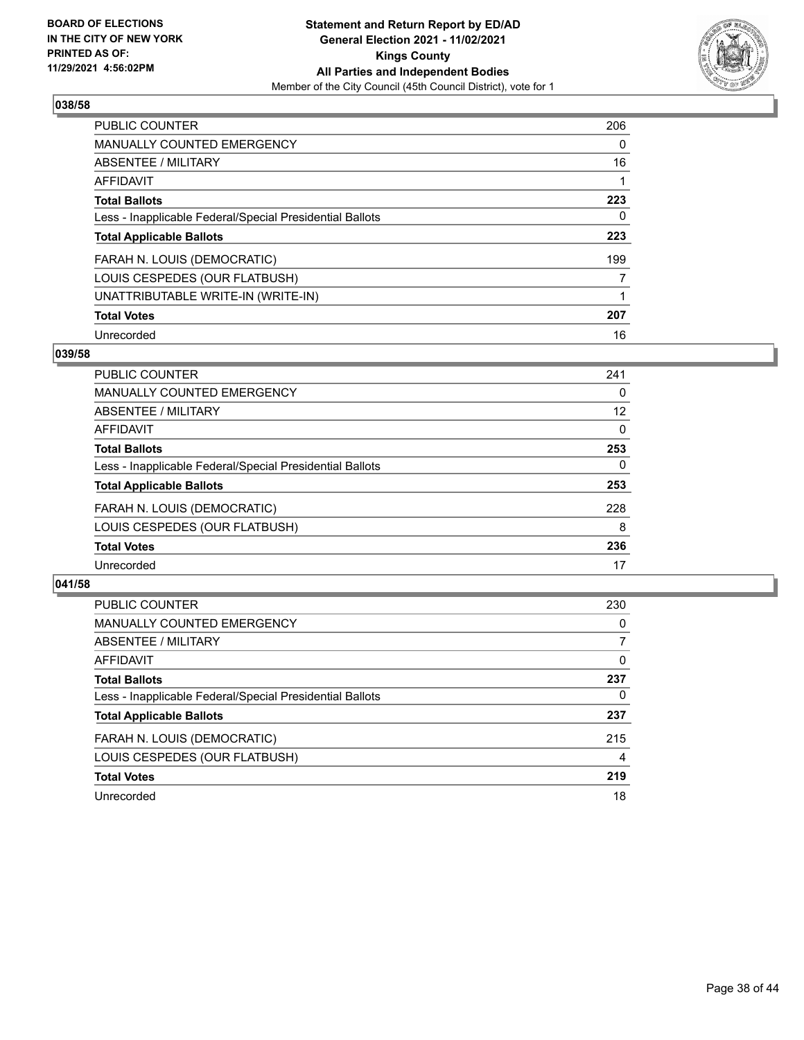**BOARD OF ELECTIONS IN THE CITY OF NEW YORK PRINTED AS OF: 11/29/2021 4:56:02PM**

**Statement and Return Report by ED/AD General Election 2021 - 11/02/2021 Kings County All Parties and Independent Bodies**

Member of the City Council (45th Council District), vote for 1

### 038/58

| | |
|---|---|
| PUBLIC COUNTER | 206 |
| MANUALLY COUNTED EMERGENCY | 0 |
| ABSENTEE / MILITARY | 16 |
| AFFIDAVIT | 1 |
| **Total Ballots** | **223** |
| Less - Inapplicable Federal/Special Presidential Ballots | 0 |
| **Total Applicable Ballots** | **223** |
| FARAH N. LOUIS (DEMOCRATIC) | 199 |
| LOUIS CESPEDES (OUR FLATBUSH) | 7 |
| UNATTRIBUTABLE WRITE-IN (WRITE-IN) | 1 |
| **Total Votes** | **207** |
| Unrecorded | 16 |

### 039/58

| | |
|---|---|
| PUBLIC COUNTER | 241 |
| MANUALLY COUNTED EMERGENCY | 0 |
| ABSENTEE / MILITARY | 12 |
| AFFIDAVIT | 0 |
| **Total Ballots** | **253** |
| Less - Inapplicable Federal/Special Presidential Ballots | 0 |
| **Total Applicable Ballots** | **253** |
| FARAH N. LOUIS (DEMOCRATIC) | 228 |
| LOUIS CESPEDES (OUR FLATBUSH) | 8 |
| **Total Votes** | **236** |
| Unrecorded | 17 |

### 041/58

| | |
|---|---|
| PUBLIC COUNTER | 230 |
| MANUALLY COUNTED EMERGENCY | 0 |
| ABSENTEE / MILITARY | 7 |
| AFFIDAVIT | 0 |
| **Total Ballots** | **237** |
| Less - Inapplicable Federal/Special Presidential Ballots | 0 |
| **Total Applicable Ballots** | **237** |
| FARAH N. LOUIS (DEMOCRATIC) | 215 |
| LOUIS CESPEDES (OUR FLATBUSH) | 4 |
| **Total Votes** | **219** |
| Unrecorded | 18 |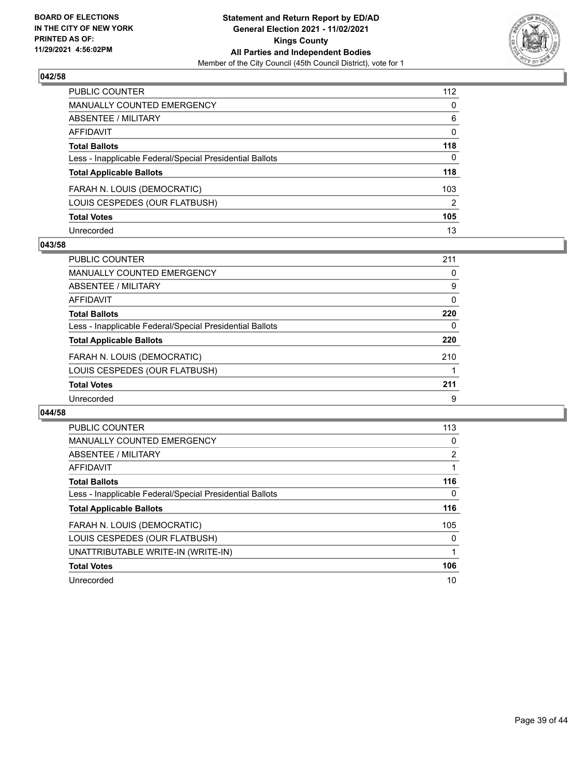**BOARD OF ELECTIONS IN THE CITY OF NEW YORK PRINTED AS OF: 11/29/2021 4:56:02PM**

**Statement and Return Report by ED/AD General Election 2021 - 11/02/2021 Kings County All Parties and Independent Bodies**

Member of the City Council (45th Council District), vote for 1

## 042/58

| | |
|---|---|
| PUBLIC COUNTER | 112 |
| MANUALLY COUNTED EMERGENCY | 0 |
| ABSENTEE / MILITARY | 6 |
| AFFIDAVIT | 0 |
| **Total Ballots** | **118** |
| Less - Inapplicable Federal/Special Presidential Ballots | 0 |
| **Total Applicable Ballots** | **118** |
| FARAH N. LOUIS (DEMOCRATIC) | 103 |
| LOUIS CESPEDES (OUR FLATBUSH) | 2 |
| **Total Votes** | **105** |
| Unrecorded | 13 |

## 043/58

| | |
|---|---|
| PUBLIC COUNTER | 211 |
| MANUALLY COUNTED EMERGENCY | 0 |
| ABSENTEE / MILITARY | 9 |
| AFFIDAVIT | 0 |
| **Total Ballots** | **220** |
| Less - Inapplicable Federal/Special Presidential Ballots | 0 |
| **Total Applicable Ballots** | **220** |
| FARAH N. LOUIS (DEMOCRATIC) | 210 |
| LOUIS CESPEDES (OUR FLATBUSH) | 1 |
| **Total Votes** | **211** |
| Unrecorded | 9 |

## 044/58

| | |
|---|---|
| PUBLIC COUNTER | 113 |
| MANUALLY COUNTED EMERGENCY | 0 |
| ABSENTEE / MILITARY | 2 |
| AFFIDAVIT | 1 |
| **Total Ballots** | **116** |
| Less - Inapplicable Federal/Special Presidential Ballots | 0 |
| **Total Applicable Ballots** | **116** |
| FARAH N. LOUIS (DEMOCRATIC) | 105 |
| LOUIS CESPEDES (OUR FLATBUSH) | 0 |
| UNATTRIBUTABLE WRITE-IN (WRITE-IN) | 1 |
| **Total Votes** | **106** |
| Unrecorded | 10 |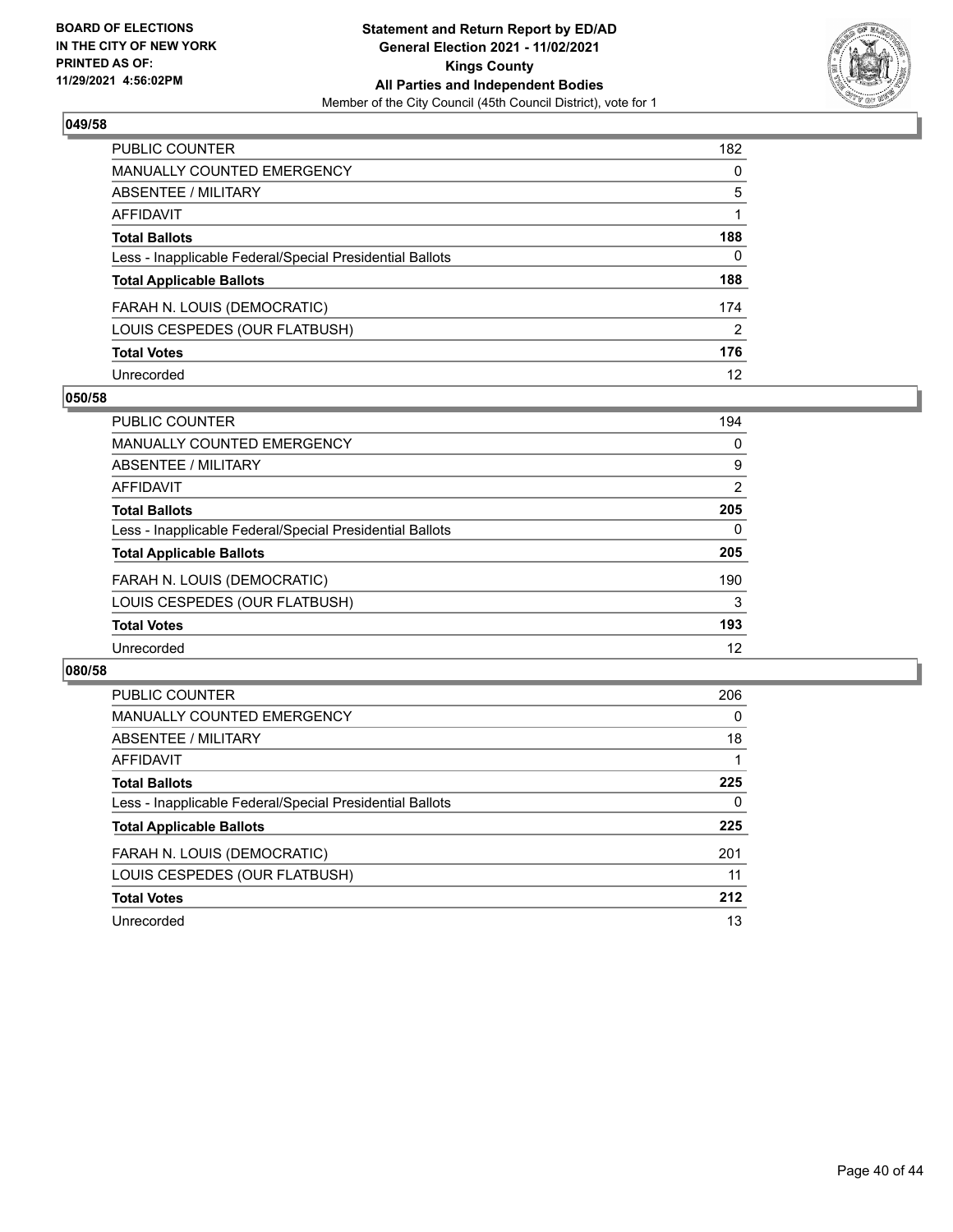**BOARD OF ELECTIONS IN THE CITY OF NEW YORK PRINTED AS OF: 11/29/2021 4:56:02PM**

**Statement and Return Report by ED/AD General Election 2021 - 11/02/2021 Kings County All Parties and Independent Bodies**
Member of the City Council (45th Council District), vote for 1

### 049/58

| | |
|---|---|
| PUBLIC COUNTER | 182 |
| MANUALLY COUNTED EMERGENCY | 0 |
| ABSENTEE / MILITARY | 5 |
| AFFIDAVIT | 1 |
| **Total Ballots** | **188** |
| Less - Inapplicable Federal/Special Presidential Ballots | 0 |
| **Total Applicable Ballots** | **188** |
| FARAH N. LOUIS (DEMOCRATIC) | 174 |
| LOUIS CESPEDES (OUR FLATBUSH) | 2 |
| **Total Votes** | **176** |
| Unrecorded | 12 |

### 050/58

| | |
|---|---|
| PUBLIC COUNTER | 194 |
| MANUALLY COUNTED EMERGENCY | 0 |
| ABSENTEE / MILITARY | 9 |
| AFFIDAVIT | 2 |
| **Total Ballots** | **205** |
| Less - Inapplicable Federal/Special Presidential Ballots | 0 |
| **Total Applicable Ballots** | **205** |
| FARAH N. LOUIS (DEMOCRATIC) | 190 |
| LOUIS CESPEDES (OUR FLATBUSH) | 3 |
| **Total Votes** | **193** |
| Unrecorded | 12 |

### 080/58

| | |
|---|---|
| PUBLIC COUNTER | 206 |
| MANUALLY COUNTED EMERGENCY | 0 |
| ABSENTEE / MILITARY | 18 |
| AFFIDAVIT | 1 |
| **Total Ballots** | **225** |
| Less - Inapplicable Federal/Special Presidential Ballots | 0 |
| **Total Applicable Ballots** | **225** |
| FARAH N. LOUIS (DEMOCRATIC) | 201 |
| LOUIS CESPEDES (OUR FLATBUSH) | 11 |
| **Total Votes** | **212** |
| Unrecorded | 13 |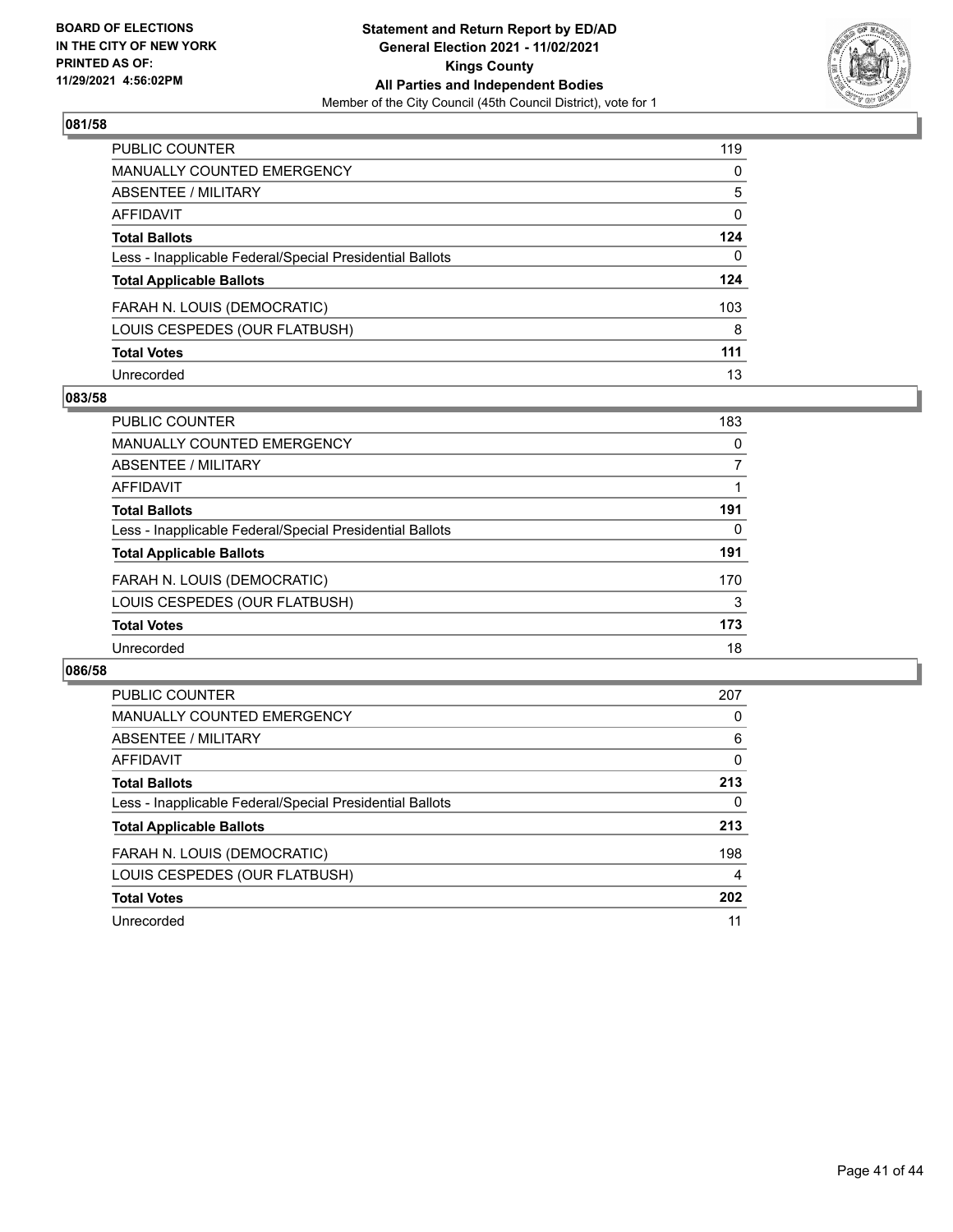**BOARD OF ELECTIONS IN THE CITY OF NEW YORK PRINTED AS OF: 11/29/2021 4:56:02PM**

**Statement and Return Report by ED/AD General Election 2021 - 11/02/2021 Kings County All Parties and Independent Bodies**

Member of the City Council (45th Council District), vote for 1

## 081/58

| | |
|---|---|
| PUBLIC COUNTER | 119 |
| MANUALLY COUNTED EMERGENCY | 0 |
| ABSENTEE / MILITARY | 5 |
| AFFIDAVIT | 0 |
| **Total Ballots** | **124** |
| Less - Inapplicable Federal/Special Presidential Ballots | 0 |
| **Total Applicable Ballots** | **124** |
| FARAH N. LOUIS (DEMOCRATIC) | 103 |
| LOUIS CESPEDES (OUR FLATBUSH) | 8 |
| **Total Votes** | **111** |
| Unrecorded | 13 |

## 083/58

| | |
|---|---|
| PUBLIC COUNTER | 183 |
| MANUALLY COUNTED EMERGENCY | 0 |
| ABSENTEE / MILITARY | 7 |
| AFFIDAVIT | 1 |
| **Total Ballots** | **191** |
| Less - Inapplicable Federal/Special Presidential Ballots | 0 |
| **Total Applicable Ballots** | **191** |
| FARAH N. LOUIS (DEMOCRATIC) | 170 |
| LOUIS CESPEDES (OUR FLATBUSH) | 3 |
| **Total Votes** | **173** |
| Unrecorded | 18 |

## 086/58

| | |
|---|---|
| PUBLIC COUNTER | 207 |
| MANUALLY COUNTED EMERGENCY | 0 |
| ABSENTEE / MILITARY | 6 |
| AFFIDAVIT | 0 |
| **Total Ballots** | **213** |
| Less - Inapplicable Federal/Special Presidential Ballots | 0 |
| **Total Applicable Ballots** | **213** |
| FARAH N. LOUIS (DEMOCRATIC) | 198 |
| LOUIS CESPEDES (OUR FLATBUSH) | 4 |
| **Total Votes** | **202** |
| Unrecorded | 11 |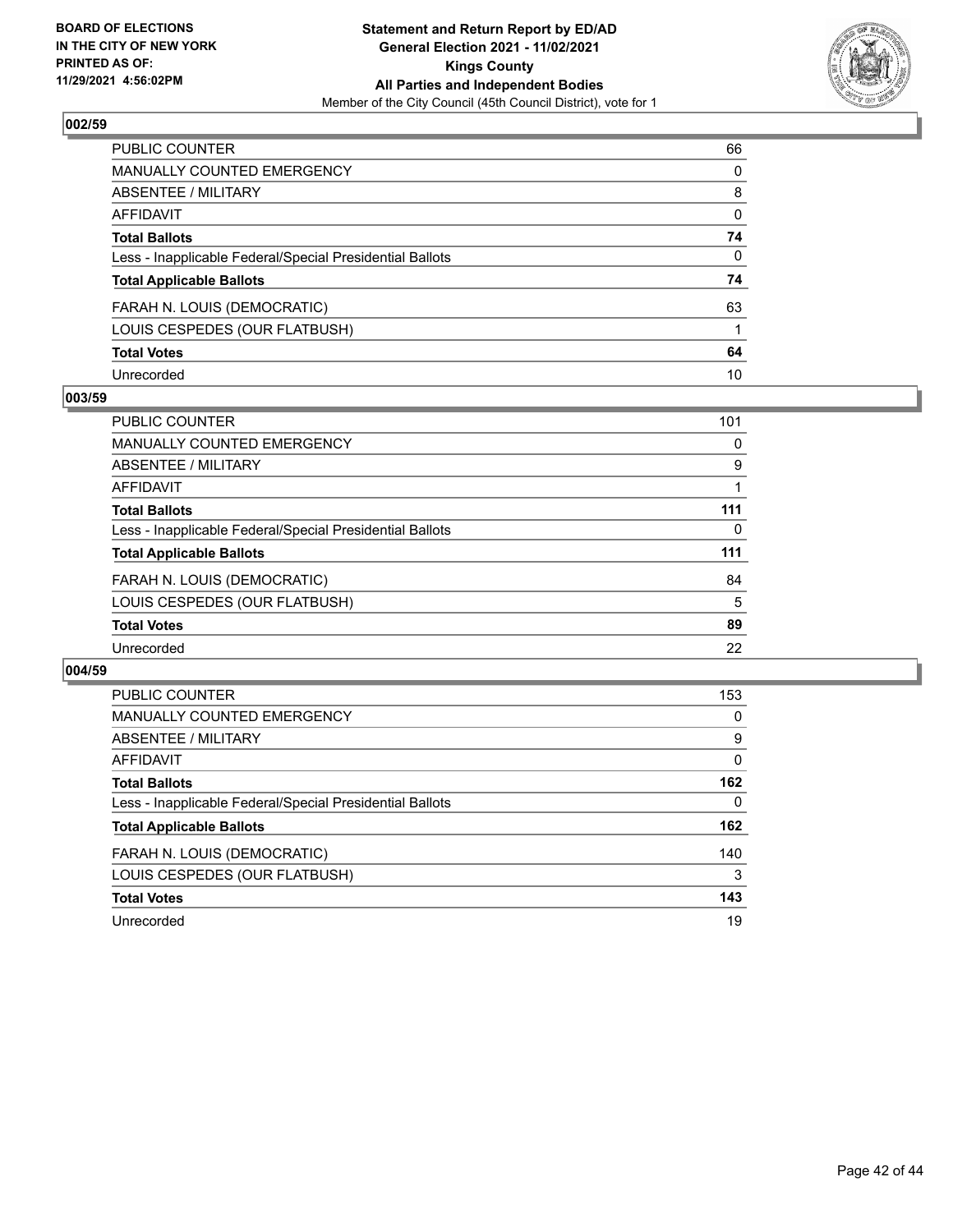BOARD OF ELECTIONS
IN THE CITY OF NEW YORK
PRINTED AS OF:
11/29/2021 4:56:02PM

**Statement and Return Report by ED/AD**
**General Election 2021 - 11/02/2021**
**Kings County**
**All Parties and Independent Bodies**
Member of the City Council (45th Council District), vote for 1

## 002/59

| | |
|---|---|
| PUBLIC COUNTER | 66 |
| MANUALLY COUNTED EMERGENCY | 0 |
| ABSENTEE / MILITARY | 8 |
| AFFIDAVIT | 0 |
| **Total Ballots** | **74** |
| Less - Inapplicable Federal/Special Presidential Ballots | 0 |
| **Total Applicable Ballots** | **74** |
| FARAH N. LOUIS (DEMOCRATIC) | 63 |
| LOUIS CESPEDES (OUR FLATBUSH) | 1 |
| **Total Votes** | **64** |
| Unrecorded | 10 |

## 003/59

| | |
|---|---|
| PUBLIC COUNTER | 101 |
| MANUALLY COUNTED EMERGENCY | 0 |
| ABSENTEE / MILITARY | 9 |
| AFFIDAVIT | 1 |
| **Total Ballots** | **111** |
| Less - Inapplicable Federal/Special Presidential Ballots | 0 |
| **Total Applicable Ballots** | **111** |
| FARAH N. LOUIS (DEMOCRATIC) | 84 |
| LOUIS CESPEDES (OUR FLATBUSH) | 5 |
| **Total Votes** | **89** |
| Unrecorded | 22 |

## 004/59

| | |
|---|---|
| PUBLIC COUNTER | 153 |
| MANUALLY COUNTED EMERGENCY | 0 |
| ABSENTEE / MILITARY | 9 |
| AFFIDAVIT | 0 |
| **Total Ballots** | **162** |
| Less - Inapplicable Federal/Special Presidential Ballots | 0 |
| **Total Applicable Ballots** | **162** |
| FARAH N. LOUIS (DEMOCRATIC) | 140 |
| LOUIS CESPEDES (OUR FLATBUSH) | 3 |
| **Total Votes** | **143** |
| Unrecorded | 19 |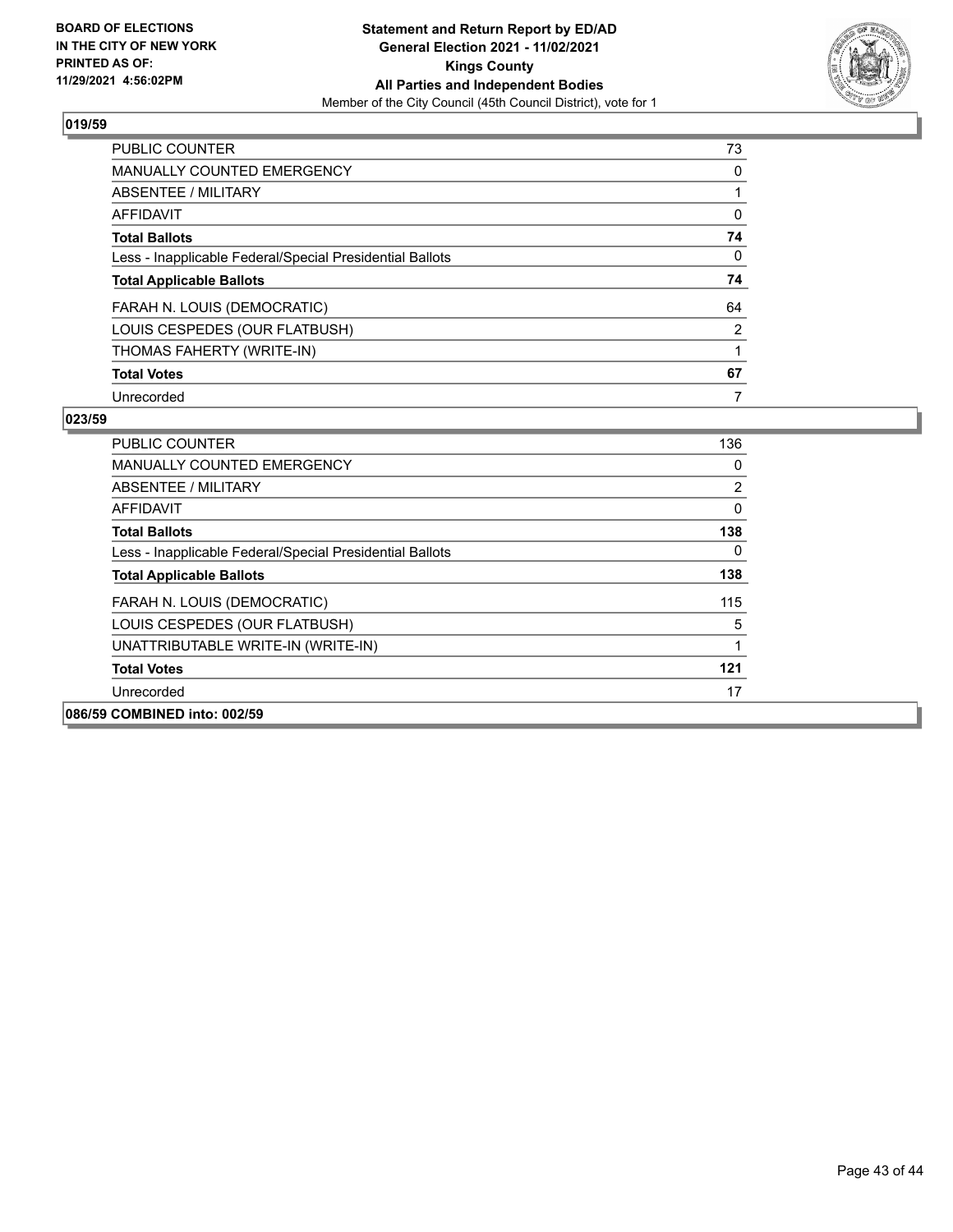**BOARD OF ELECTIONS IN THE CITY OF NEW YORK PRINTED AS OF: 11/29/2021 4:56:02PM**

**Statement and Return Report by ED/AD General Election 2021 - 11/02/2021 Kings County All Parties and Independent Bodies**
Member of the City Council (45th Council District), vote for 1

## 019/59

| | |
|---|---|
| PUBLIC COUNTER | 73 |
| MANUALLY COUNTED EMERGENCY | 0 |
| ABSENTEE / MILITARY | 1 |
| AFFIDAVIT | 0 |
| **Total Ballots** | **74** |
| Less - Inapplicable Federal/Special Presidential Ballots | 0 |
| **Total Applicable Ballots** | **74** |
| FARAH N. LOUIS (DEMOCRATIC) | 64 |
| LOUIS CESPEDES (OUR FLATBUSH) | 2 |
| THOMAS FAHERTY (WRITE-IN) | 1 |
| **Total Votes** | **67** |
| Unrecorded | 7 |

## 023/59

| | |
|---|---|
| PUBLIC COUNTER | 136 |
| MANUALLY COUNTED EMERGENCY | 0 |
| ABSENTEE / MILITARY | 2 |
| AFFIDAVIT | 0 |
| **Total Ballots** | **138** |
| Less - Inapplicable Federal/Special Presidential Ballots | 0 |
| **Total Applicable Ballots** | **138** |
| FARAH N. LOUIS (DEMOCRATIC) | 115 |
| LOUIS CESPEDES (OUR FLATBUSH) | 5 |
| UNATTRIBUTABLE WRITE-IN (WRITE-IN) | 1 |
| **Total Votes** | **121** |
| Unrecorded | 17 |

## 086/59 COMBINED into: 002/59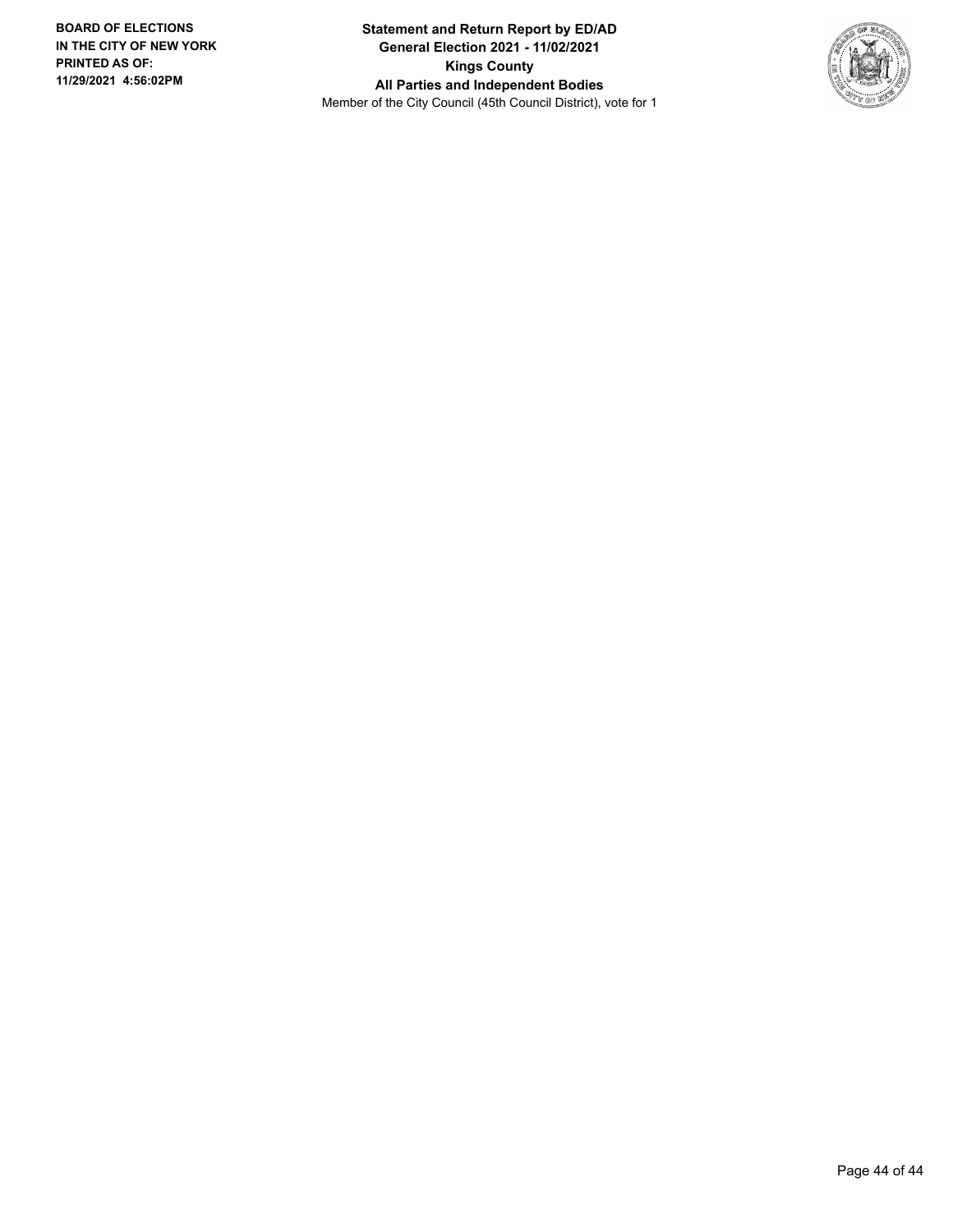BOARD OF ELECTIONS
IN THE CITY OF NEW YORK
PRINTED AS OF:
11/29/2021 4:56:02PM

**Statement and Return Report by ED/AD**
**General Election 2021 - 11/02/2021**
**Kings County**
**All Parties and Independent Bodies**
Member of the City Council (45th Council District), vote for 1